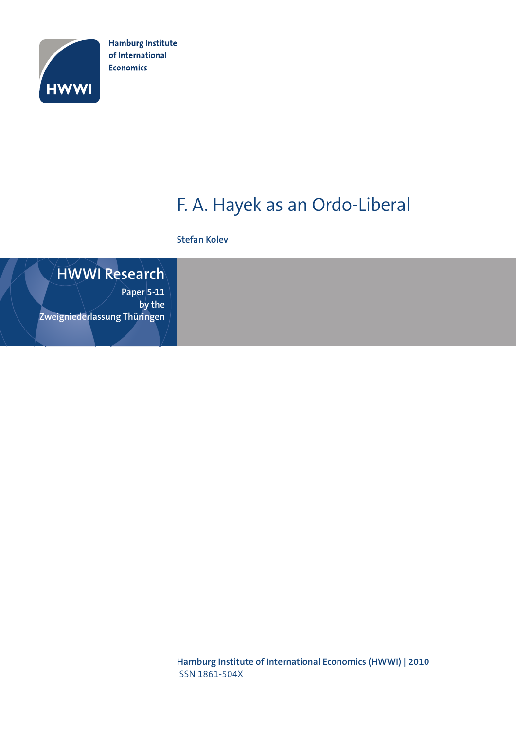Hamburg Institute of International Economics

HWWI

# F. A. Hayek as an Ordo-Liberal

**Stefan Kolev**

## HWWI Research

Paper 5-11
by the
Zweigniederlassung Thüringen

**Hamburg Institute of International Economics (HWWI) | 2010**
ISSN 1861-504X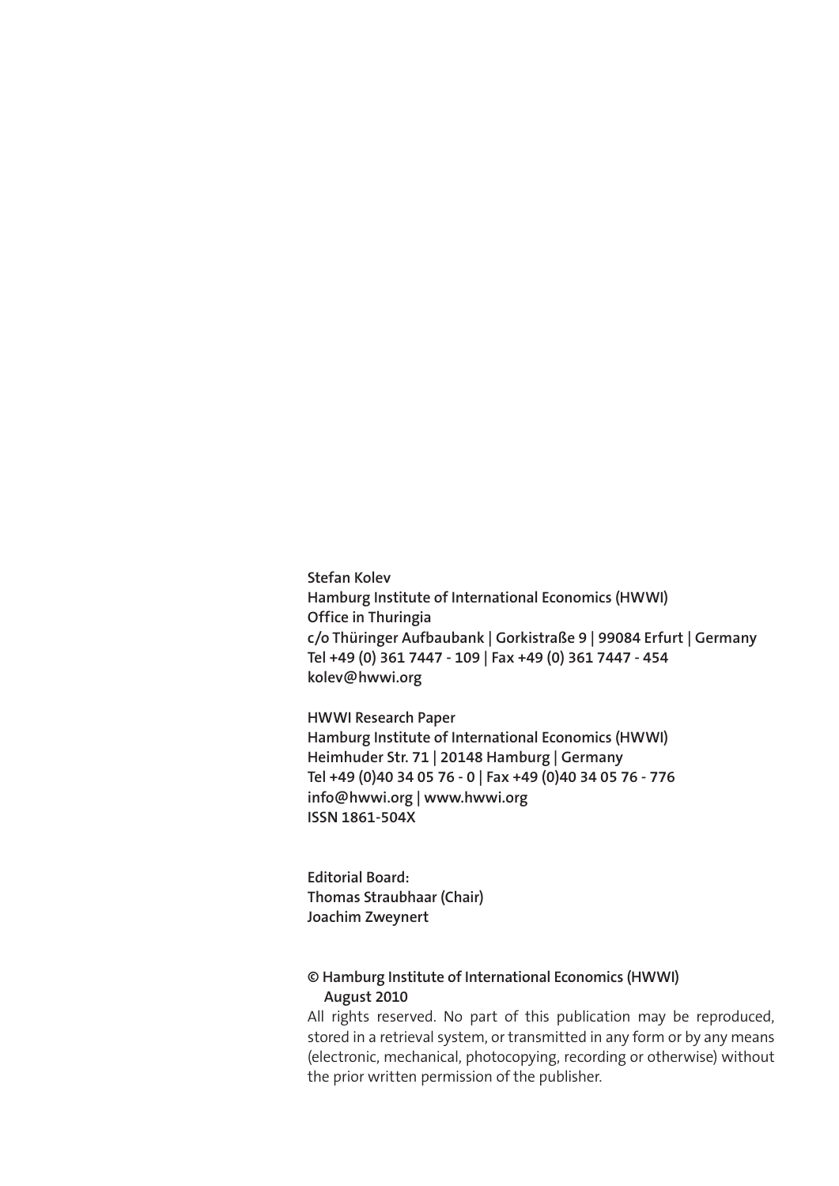**Stefan Kolev**
**Hamburg Institute of International Economics (HWWI)**
**Office in Thuringia**
**c/o Thüringer Aufbaubank | Gorkistraße 9 | 99084 Erfurt | Germany**
**Tel +49 (0) 361 7447 - 109 | Fax +49 (0) 361 7447 - 454**
**kolev@hwwi.org**

**HWWI Research Paper**
**Hamburg Institute of International Economics (HWWI)**
**Heimhuder Str. 71 | 20148 Hamburg | Germany**
**Tel +49 (0)40 34 05 76 - 0 | Fax +49 (0)40 34 05 76 - 776**
**info@hwwi.org | www.hwwi.org**
**ISSN 1861-504X**

**Editorial Board:**
**Thomas Straubhaar (Chair)**
**Joachim Zweynert**

**© Hamburg Institute of International Economics (HWWI)**
**August 2010**

All rights reserved. No part of this publication may be reproduced, stored in a retrieval system, or transmitted in any form or by any means (electronic, mechanical, photocopying, recording or otherwise) without the prior written permission of the publisher.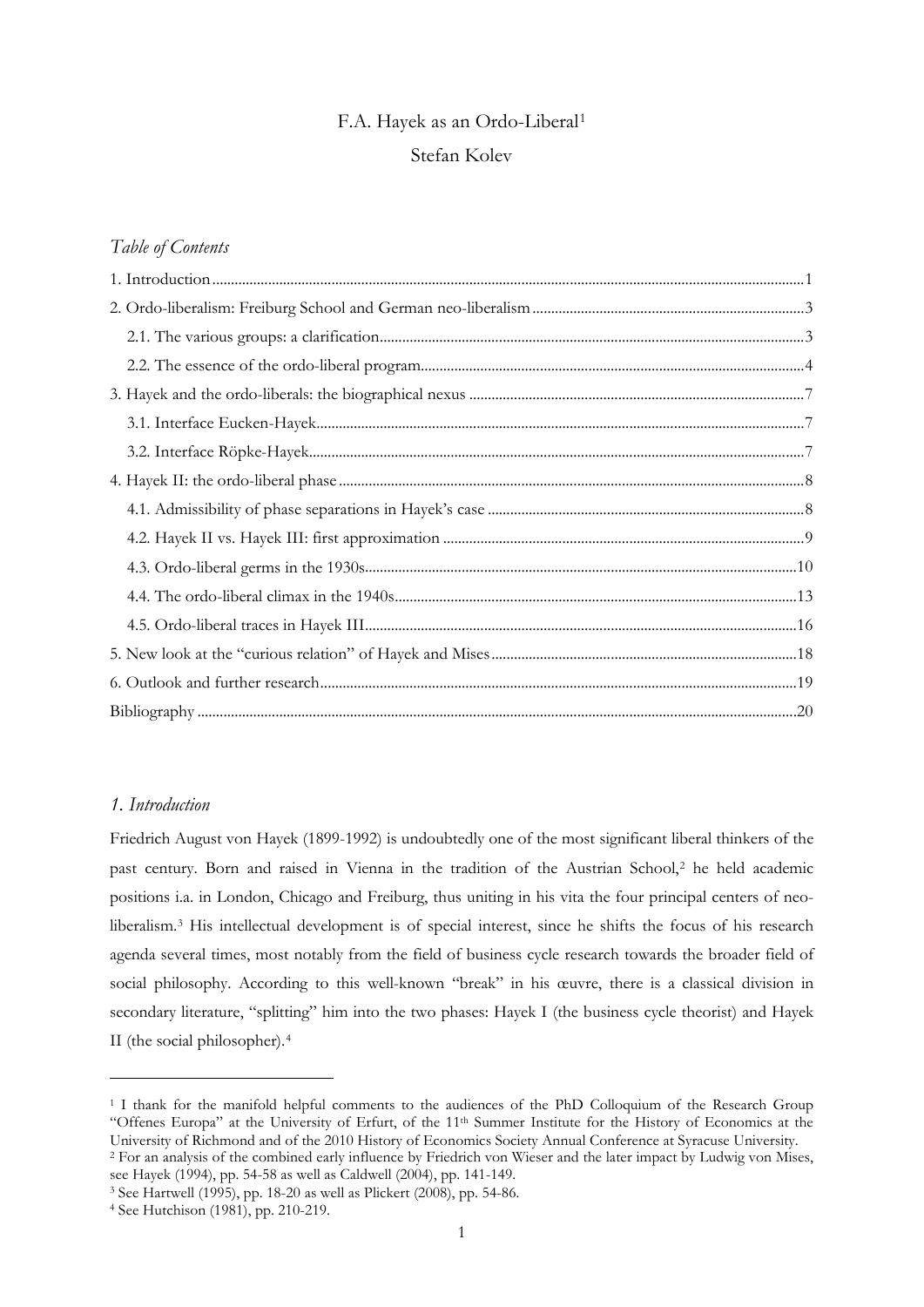F.A. Hayek as an Ordo-Liberal[1]

Stefan Kolev

*Table of Contents*

1. Introduction ... 1
2. Ordo-liberalism: Freiburg School and German neo-liberalism ... 3
   2.1. The various groups: a clarification ... 3
   2.2. The essence of the ordo-liberal program ... 4
3. Hayek and the ordo-liberals: the biographical nexus ... 7
   3.1. Interface Eucken-Hayek ... 7
   3.2. Interface Röpke-Hayek ... 7
4. Hayek II: the ordo-liberal phase ... 8
   4.1. Admissibility of phase separations in Hayek's case ... 8
   4.2. Hayek II vs. Hayek III: first approximation ... 9
   4.3. Ordo-liberal germs in the 1930s ... 10
   4.4. The ordo-liberal climax in the 1940s ... 13
   4.5. Ordo-liberal traces in Hayek III ... 16
5. New look at the "curious relation" of Hayek and Mises ... 18
6. Outlook and further research ... 19

Bibliography ... 20

## *1. Introduction*

Friedrich August von Hayek (1899-1992) is undoubtedly one of the most significant liberal thinkers of the past century. Born and raised in Vienna in the tradition of the Austrian School,[2] he held academic positions i.a. in London, Chicago and Freiburg, thus uniting in his vita the four principal centers of neo-liberalism.[3] His intellectual development is of special interest, since he shifts the focus of his research agenda several times, most notably from the field of business cycle research towards the broader field of social philosophy. According to this well-known "break" in his œuvre, there is a classical division in secondary literature, "splitting" him into the two phases: Hayek I (the business cycle theorist) and Hayek II (the social philosopher).[4]

---

[1] I thank for the manifold helpful comments to the audiences of the PhD Colloquium of the Research Group "Offenes Europa" at the University of Erfurt, of the 11th Summer Institute for the History of Economics at the University of Richmond and of the 2010 History of Economics Society Annual Conference at Syracuse University.

[2] For an analysis of the combined early influence by Friedrich von Wieser and the later impact by Ludwig von Mises, see Hayek (1994), pp. 54-58 as well as Caldwell (2004), pp. 141-149.

[3] See Hartwell (1995), pp. 18-20 as well as Plickert (2008), pp. 54-86.

[4] See Hutchison (1981), pp. 210-219.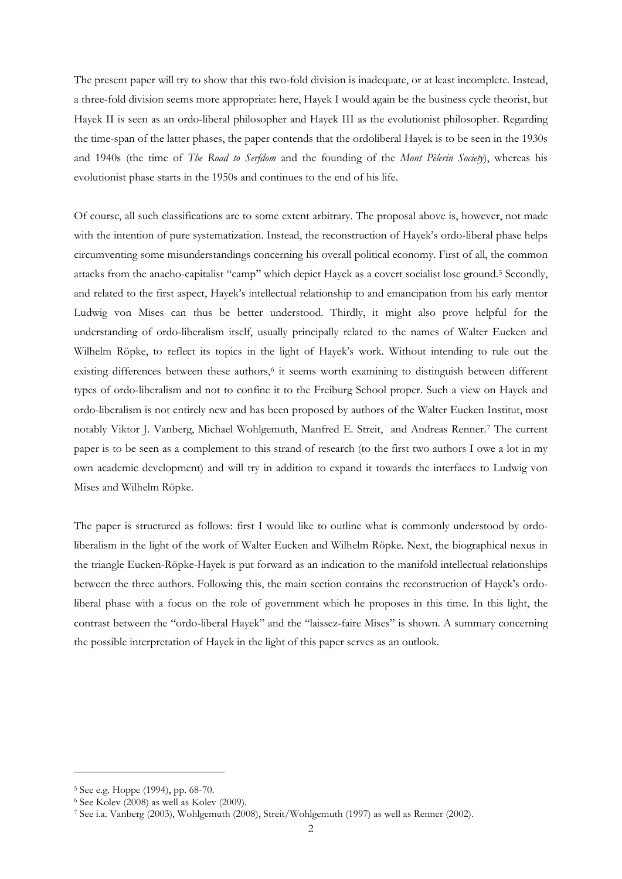The present paper will try to show that this two-fold division is inadequate, or at least incomplete. Instead, a three-fold division seems more appropriate: here, Hayek I would again be the business cycle theorist, but Hayek II is seen as an ordo-liberal philosopher and Hayek III as the evolutionist philosopher. Regarding the time-span of the latter phases, the paper contends that the ordoliberal Hayek is to be seen in the 1930s and 1940s (the time of *The Road to Serfdom* and the founding of the *Mont Pèlerin Society*), whereas his evolutionist phase starts in the 1950s and continues to the end of his life.

Of course, all such classifications are to some extent arbitrary. The proposal above is, however, not made with the intention of pure systematization. Instead, the reconstruction of Hayek's ordo-liberal phase helps circumventing some misunderstandings concerning his overall political economy. First of all, the common attacks from the anacho-capitalist "camp" which depict Hayek as a covert socialist lose ground.[5] Secondly, and related to the first aspect, Hayek's intellectual relationship to and emancipation from his early mentor Ludwig von Mises can thus be better understood. Thirdly, it might also prove helpful for the understanding of ordo-liberalism itself, usually principally related to the names of Walter Eucken and Wilhelm Röpke, to reflect its topics in the light of Hayek's work. Without intending to rule out the existing differences between these authors,[6] it seems worth examining to distinguish between different types of ordo-liberalism and not to confine it to the Freiburg School proper. Such a view on Hayek and ordo-liberalism is not entirely new and has been proposed by authors of the Walter Eucken Institut, most notably Viktor J. Vanberg, Michael Wohlgemuth, Manfred E. Streit, and Andreas Renner.[7] The current paper is to be seen as a complement to this strand of research (to the first two authors I owe a lot in my own academic development) and will try in addition to expand it towards the interfaces to Ludwig von Mises and Wilhelm Röpke.

The paper is structured as follows: first I would like to outline what is commonly understood by ordo-liberalism in the light of the work of Walter Eucken and Wilhelm Röpke. Next, the biographical nexus in the triangle Eucken-Röpke-Hayek is put forward as an indication to the manifold intellectual relationships between the three authors. Following this, the main section contains the reconstruction of Hayek's ordo-liberal phase with a focus on the role of government which he proposes in this time. In this light, the contrast between the "ordo-liberal Hayek" and the "laissez-faire Mises" is shown. A summary concerning the possible interpretation of Hayek in the light of this paper serves as an outlook.

---

[5] See e.g. Hoppe (1994), pp. 68-70.

[6] See Kolev (2008) as well as Kolev (2009).

[7] See i.a. Vanberg (2003), Wohlgemuth (2008), Streit/Wohlgemuth (1997) as well as Renner (2002).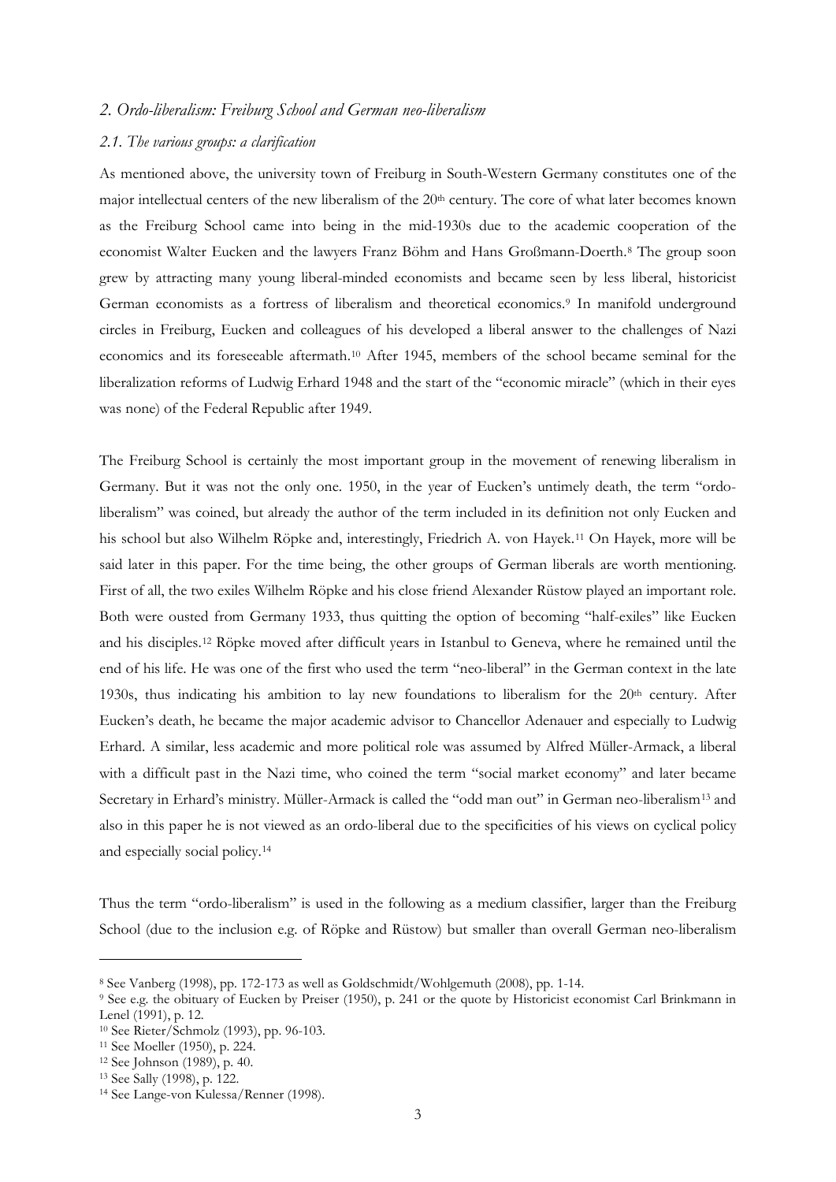## *2. Ordo-liberalism: Freiburg School and German neo-liberalism*

### *2.1. The various groups: a clarification*

As mentioned above, the university town of Freiburg in South-Western Germany constitutes one of the major intellectual centers of the new liberalism of the 20th century. The core of what later becomes known as the Freiburg School came into being in the mid-1930s due to the academic cooperation of the economist Walter Eucken and the lawyers Franz Böhm and Hans Großmann-Doerth.[8] The group soon grew by attracting many young liberal-minded economists and became seen by less liberal, historicist German economists as a fortress of liberalism and theoretical economics.[9] In manifold underground circles in Freiburg, Eucken and colleagues of his developed a liberal answer to the challenges of Nazi economics and its foreseeable aftermath.[10] After 1945, members of the school became seminal for the liberalization reforms of Ludwig Erhard 1948 and the start of the "economic miracle" (which in their eyes was none) of the Federal Republic after 1949.

The Freiburg School is certainly the most important group in the movement of renewing liberalism in Germany. But it was not the only one. 1950, in the year of Eucken's untimely death, the term "ordo-liberalism" was coined, but already the author of the term included in its definition not only Eucken and his school but also Wilhelm Röpke and, interestingly, Friedrich A. von Hayek.[11] On Hayek, more will be said later in this paper. For the time being, the other groups of German liberals are worth mentioning. First of all, the two exiles Wilhelm Röpke and his close friend Alexander Rüstow played an important role. Both were ousted from Germany 1933, thus quitting the option of becoming "half-exiles" like Eucken and his disciples.[12] Röpke moved after difficult years in Istanbul to Geneva, where he remained until the end of his life. He was one of the first who used the term "neo-liberal" in the German context in the late 1930s, thus indicating his ambition to lay new foundations to liberalism for the 20th century. After Eucken's death, he became the major academic advisor to Chancellor Adenauer and especially to Ludwig Erhard. A similar, less academic and more political role was assumed by Alfred Müller-Armack, a liberal with a difficult past in the Nazi time, who coined the term "social market economy" and later became Secretary in Erhard's ministry. Müller-Armack is called the "odd man out" in German neo-liberalism[13] and also in this paper he is not viewed as an ordo-liberal due to the specificities of his views on cyclical policy and especially social policy.[14]

Thus the term "ordo-liberalism" is used in the following as a medium classifier, larger than the Freiburg School (due to the inclusion e.g. of Röpke and Rüstow) but smaller than overall German neo-liberalism

---

[8] See Vanberg (1998), pp. 172-173 as well as Goldschmidt/Wohlgemuth (2008), pp. 1-14.

[9] See e.g. the obituary of Eucken by Preiser (1950), p. 241 or the quote by Historicist economist Carl Brinkmann in Lenel (1991), p. 12.

[10] See Rieter/Schmolz (1993), pp. 96-103.

[11] See Moeller (1950), p. 224.

[12] See Johnson (1989), p. 40.

[13] See Sally (1998), p. 122.

[14] See Lange-von Kulessa/Renner (1998).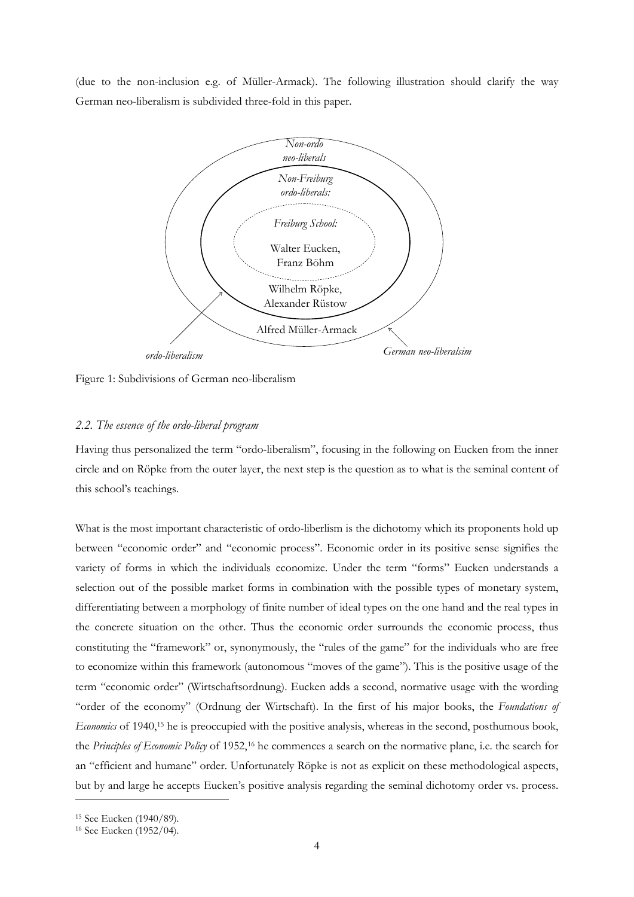(due to the non-inclusion e.g. of Müller-Armack). The following illustration should clarify the way German neo-liberalism is subdivided three-fold in this paper.

*Non-ordo neo-liberals*

*Non-Freiburg ordo-liberals:*

*Freiburg School:*

Walter Eucken, Franz Böhm

Wilhelm Röpke, Alexander Rüstow

Alfred Müller-Armack

*ordo-liberalism*

*German neo-liberalsim*

Figure 1: Subdivisions of German neo-liberalism

### *2.2. The essence of the ordo-liberal program*

Having thus personalized the term "ordo-liberalism", focusing in the following on Eucken from the inner circle and on Röpke from the outer layer, the next step is the question as to what is the seminal content of this school's teachings.

What is the most important characteristic of ordo-liberlism is the dichotomy which its proponents hold up between "economic order" and "economic process". Economic order in its positive sense signifies the variety of forms in which the individuals economize. Under the term "forms" Eucken understands a selection out of the possible market forms in combination with the possible types of monetary system, differentiating between a morphology of finite number of ideal types on the one hand and the real types in the concrete situation on the other. Thus the economic order surrounds the economic process, thus constituting the "framework" or, synonymously, the "rules of the game" for the individuals who are free to economize within this framework (autonomous "moves of the game"). This is the positive usage of the term "economic order" (Wirtschaftsordnung). Eucken adds a second, normative usage with the wording "order of the economy" (Ordnung der Wirtschaft). In the first of his major books, the *Foundations of Economics* of 1940,[15] he is preoccupied with the positive analysis, whereas in the second, posthumous book, the *Principles of Economic Policy* of 1952,[16] he commences a search on the normative plane, i.e. the search for an "efficient and humane" order. Unfortunately Röpke is not as explicit on these methodological aspects, but by and large he accepts Eucken's positive analysis regarding the seminal dichotomy order vs. process.

[15] See Eucken (1940/89).

[16] See Eucken (1952/04).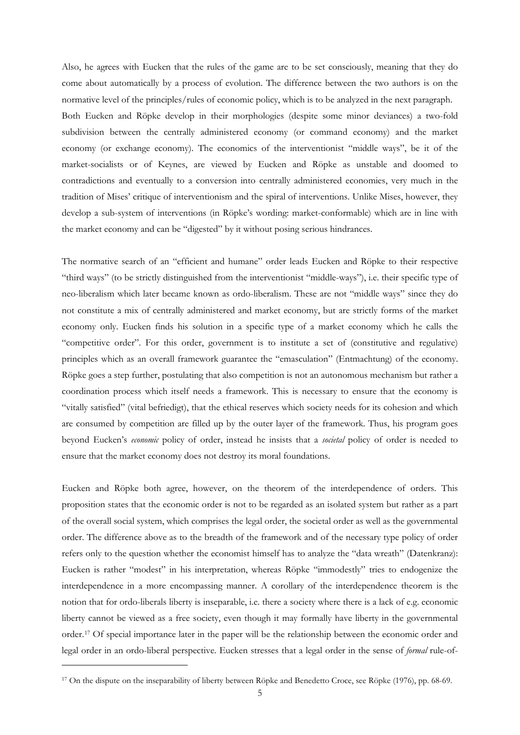Also, he agrees with Eucken that the rules of the game are to be set consciously, meaning that they do come about automatically by a process of evolution. The difference between the two authors is on the normative level of the principles/rules of economic policy, which is to be analyzed in the next paragraph.

Both Eucken and Röpke develop in their morphologies (despite some minor deviances) a two-fold subdivision between the centrally administered economy (or command economy) and the market economy (or exchange economy). The economics of the interventionist "middle ways", be it of the market-socialists or of Keynes, are viewed by Eucken and Röpke as unstable and doomed to contradictions and eventually to a conversion into centrally administered economies, very much in the tradition of Mises' critique of interventionism and the spiral of interventions. Unlike Mises, however, they develop a sub-system of interventions (in Röpke's wording: market-conformable) which are in line with the market economy and can be "digested" by it without posing serious hindrances.

The normative search of an "efficient and humane" order leads Eucken and Röpke to their respective "third ways" (to be strictly distinguished from the interventionist "middle-ways"), i.e. their specific type of neo-liberalism which later became known as ordo-liberalism. These are not "middle ways" since they do not constitute a mix of centrally administered and market economy, but are strictly forms of the market economy only. Eucken finds his solution in a specific type of a market economy which he calls the "competitive order". For this order, government is to institute a set of (constitutive and regulative) principles which as an overall framework guarantee the "emasculation" (Entmachtung) of the economy. Röpke goes a step further, postulating that also competition is not an autonomous mechanism but rather a coordination process which itself needs a framework. This is necessary to ensure that the economy is "vitally satisfied" (vital befriedigt), that the ethical reserves which society needs for its cohesion and which are consumed by competition are filled up by the outer layer of the framework. Thus, his program goes beyond Eucken's *economic* policy of order, instead he insists that a *societal* policy of order is needed to ensure that the market economy does not destroy its moral foundations.

Eucken and Röpke both agree, however, on the theorem of the interdependence of orders. This proposition states that the economic order is not to be regarded as an isolated system but rather as a part of the overall social system, which comprises the legal order, the societal order as well as the governmental order. The difference above as to the breadth of the framework and of the necessary type policy of order refers only to the question whether the economist himself has to analyze the "data wreath" (Datenkranz): Eucken is rather "modest" in his interpretation, whereas Röpke "immodestly" tries to endogenize the interdependence in a more encompassing manner. A corollary of the interdependence theorem is the notion that for ordo-liberals liberty is inseparable, i.e. there a society where there is a lack of e.g. economic liberty cannot be viewed as a free society, even though it may formally have liberty in the governmental order.[17] Of special importance later in the paper will be the relationship between the economic order and legal order in an ordo-liberal perspective. Eucken stresses that a legal order in the sense of *formal* rule-of-

[17] On the dispute on the inseparability of liberty between Röpke and Benedetto Croce, see Röpke (1976), pp. 68-69.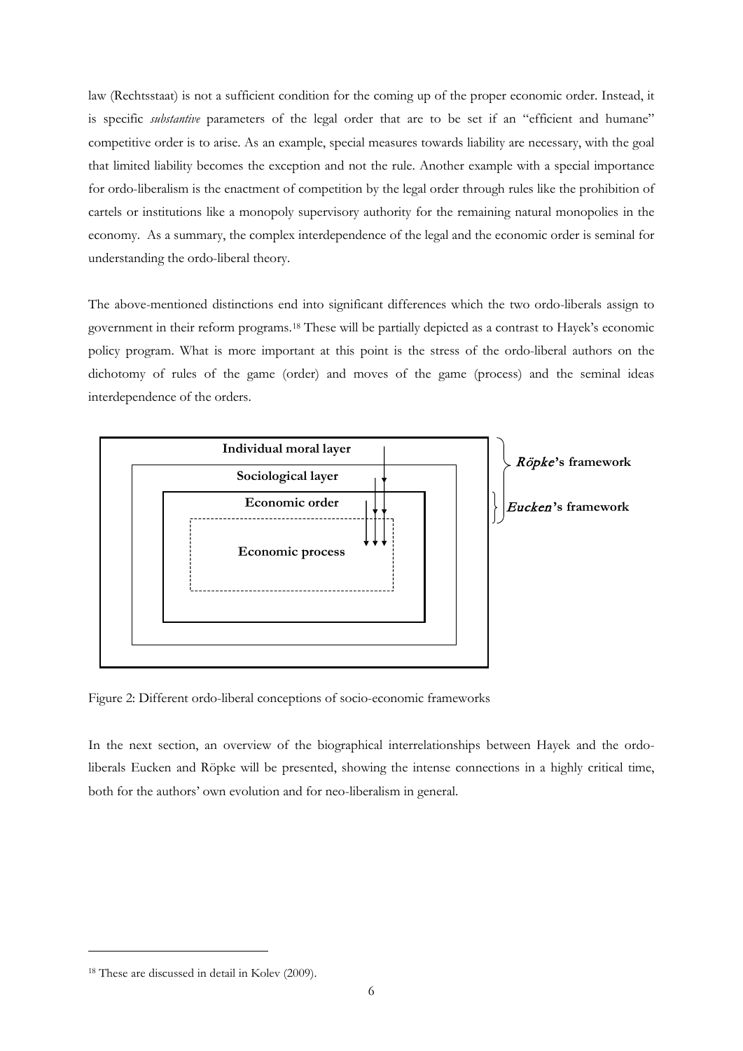law (Rechtsstaat) is not a sufficient condition for the coming up of the proper economic order. Instead, it is specific *substantive* parameters of the legal order that are to be set if an "efficient and humane" competitive order is to arise. As an example, special measures towards liability are necessary, with the goal that limited liability becomes the exception and not the rule. Another example with a special importance for ordo-liberalism is the enactment of competition by the legal order through rules like the prohibition of cartels or institutions like a monopoly supervisory authority for the remaining natural monopolies in the economy. As a summary, the complex interdependence of the legal and the economic order is seminal for understanding the ordo-liberal theory.

The above-mentioned distinctions end into significant differences which the two ordo-liberals assign to government in their reform programs.[18] These will be partially depicted as a contrast to Hayek's economic policy program. What is more important at this point is the stress of the ordo-liberal authors on the dichotomy of rules of the game (order) and moves of the game (process) and the seminal ideas interdependence of the orders.

**Individual moral layer**

**Sociological layer**

**Economic order**

**Economic process**

*Röpke*'s framework

*Eucken*'s framework

Figure 2: Different ordo-liberal conceptions of socio-economic frameworks

In the next section, an overview of the biographical interrelationships between Hayek and the ordo-liberals Eucken and Röpke will be presented, showing the intense connections in a highly critical time, both for the authors' own evolution and for neo-liberalism in general.

[18] These are discussed in detail in Kolev (2009).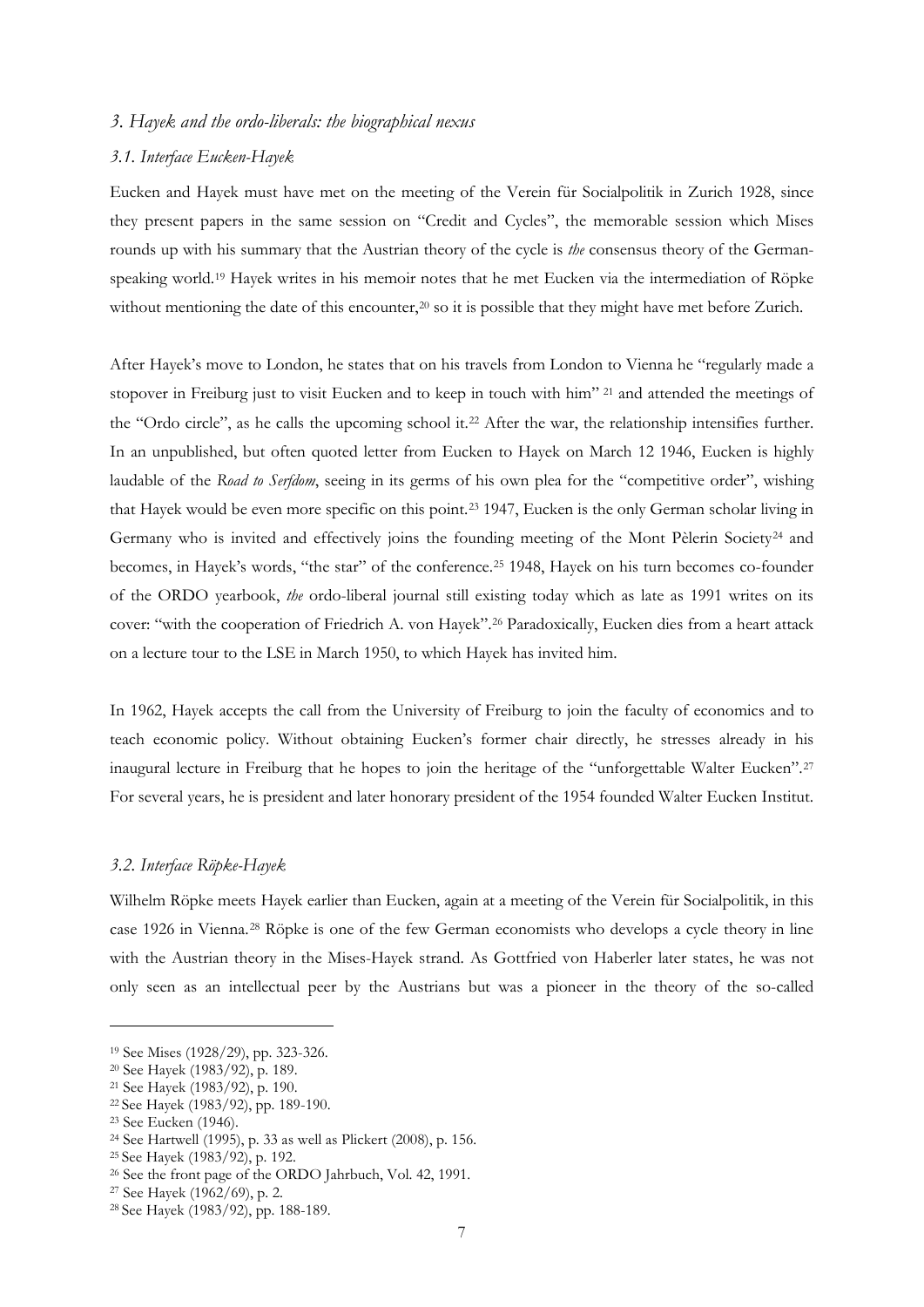### *3. Hayek and the ordo-liberals: the biographical nexus*

#### *3.1. Interface Eucken-Hayek*

Eucken and Hayek must have met on the meeting of the Verein für Socialpolitik in Zurich 1928, since they present papers in the same session on "Credit and Cycles", the memorable session which Mises rounds up with his summary that the Austrian theory of the cycle is *the* consensus theory of the German-speaking world.[19] Hayek writes in his memoir notes that he met Eucken via the intermediation of Röpke without mentioning the date of this encounter,[20] so it is possible that they might have met before Zurich.

After Hayek's move to London, he states that on his travels from London to Vienna he "regularly made a stopover in Freiburg just to visit Eucken and to keep in touch with him" [21] and attended the meetings of the "Ordo circle", as he calls the upcoming school it.[22] After the war, the relationship intensifies further. In an unpublished, but often quoted letter from Eucken to Hayek on March 12 1946, Eucken is highly laudable of the *Road to Serfdom*, seeing in its germs of his own plea for the "competitive order", wishing that Hayek would be even more specific on this point.[23] 1947, Eucken is the only German scholar living in Germany who is invited and effectively joins the founding meeting of the Mont Pèlerin Society[24] and becomes, in Hayek's words, "the star" of the conference.[25] 1948, Hayek on his turn becomes co-founder of the ORDO yearbook, *the* ordo-liberal journal still existing today which as late as 1991 writes on its cover: "with the cooperation of Friedrich A. von Hayek".[26] Paradoxically, Eucken dies from a heart attack on a lecture tour to the LSE in March 1950, to which Hayek has invited him.

In 1962, Hayek accepts the call from the University of Freiburg to join the faculty of economics and to teach economic policy. Without obtaining Eucken's former chair directly, he stresses already in his inaugural lecture in Freiburg that he hopes to join the heritage of the "unforgettable Walter Eucken".[27] For several years, he is president and later honorary president of the 1954 founded Walter Eucken Institut.

#### *3.2. Interface Röpke-Hayek*

Wilhelm Röpke meets Hayek earlier than Eucken, again at a meeting of the Verein für Socialpolitik, in this case 1926 in Vienna.[28] Röpke is one of the few German economists who develops a cycle theory in line with the Austrian theory in the Mises-Hayek strand. As Gottfried von Haberler later states, he was not only seen as an intellectual peer by the Austrians but was a pioneer in the theory of the so-called

---

[19] See Mises (1928/29), pp. 323-326.
[20] See Hayek (1983/92), p. 189.
[21] See Hayek (1983/92), p. 190.
[22] See Hayek (1983/92), pp. 189-190.
[23] See Eucken (1946).
[24] See Hartwell (1995), p. 33 as well as Plickert (2008), p. 156.
[25] See Hayek (1983/92), p. 192.
[26] See the front page of the ORDO Jahrbuch, Vol. 42, 1991.
[27] See Hayek (1962/69), p. 2.
[28] See Hayek (1983/92), pp. 188-189.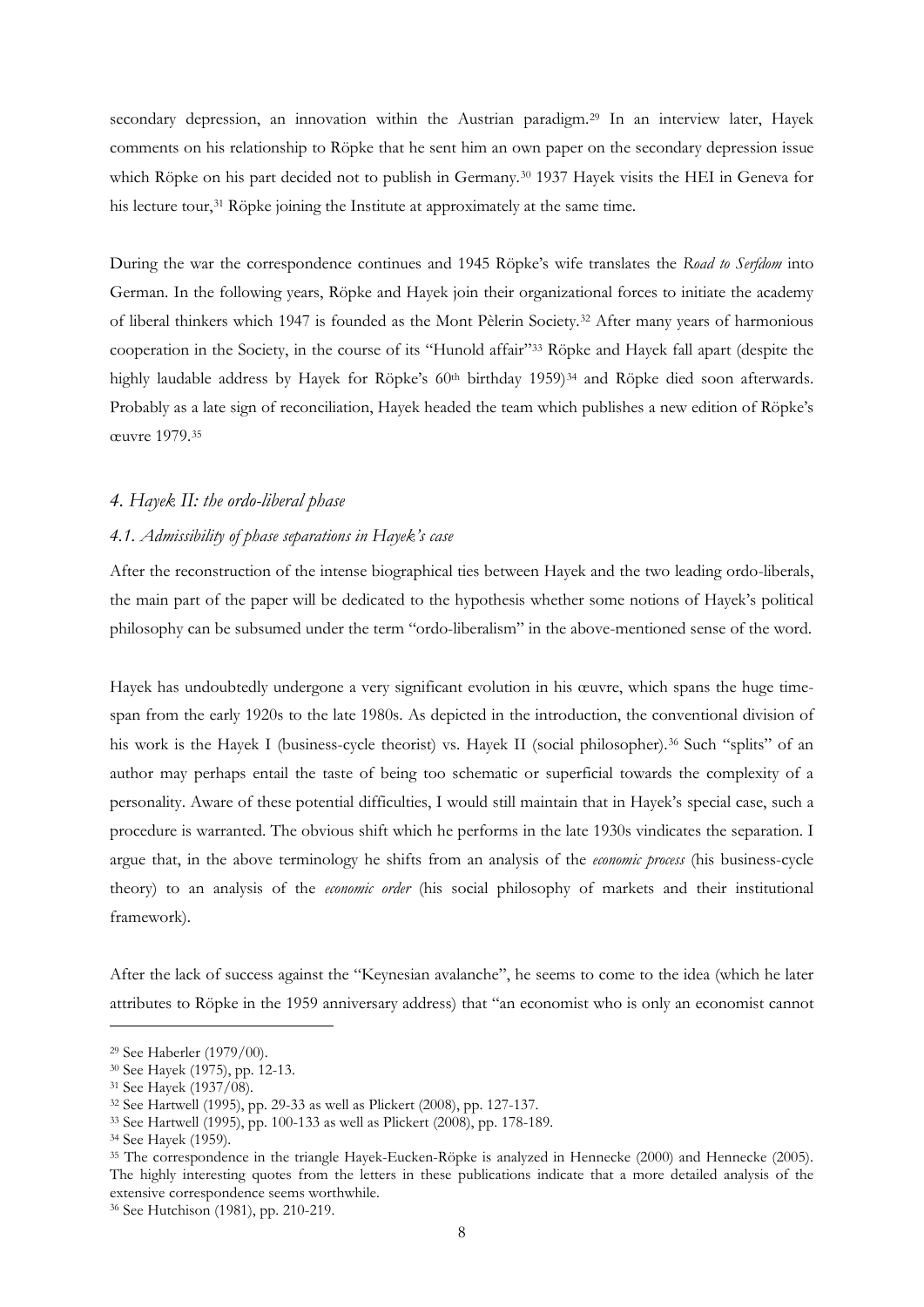secondary depression, an innovation within the Austrian paradigm.[29] In an interview later, Hayek comments on his relationship to Röpke that he sent him an own paper on the secondary depression issue which Röpke on his part decided not to publish in Germany.[30] 1937 Hayek visits the HEI in Geneva for his lecture tour,[31] Röpke joining the Institute at approximately at the same time.

During the war the correspondence continues and 1945 Röpke's wife translates the *Road to Serfdom* into German. In the following years, Röpke and Hayek join their organizational forces to initiate the academy of liberal thinkers which 1947 is founded as the Mont Pèlerin Society.[32] After many years of harmonious cooperation in the Society, in the course of its "Hunold affair"[33] Röpke and Hayek fall apart (despite the highly laudable address by Hayek for Röpke's 60th birthday 1959)[34] and Röpke died soon afterwards. Probably as a late sign of reconciliation, Hayek headed the team which publishes a new edition of Röpke's œuvre 1979.[35]

## *4. Hayek II: the ordo-liberal phase*

### *4.1. Admissibility of phase separations in Hayek's case*

After the reconstruction of the intense biographical ties between Hayek and the two leading ordo-liberals, the main part of the paper will be dedicated to the hypothesis whether some notions of Hayek's political philosophy can be subsumed under the term "ordo-liberalism" in the above-mentioned sense of the word.

Hayek has undoubtedly undergone a very significant evolution in his œuvre, which spans the huge time-span from the early 1920s to the late 1980s. As depicted in the introduction, the conventional division of his work is the Hayek I (business-cycle theorist) vs. Hayek II (social philosopher).[36] Such "splits" of an author may perhaps entail the taste of being too schematic or superficial towards the complexity of a personality. Aware of these potential difficulties, I would still maintain that in Hayek's special case, such a procedure is warranted. The obvious shift which he performs in the late 1930s vindicates the separation. I argue that, in the above terminology he shifts from an analysis of the *economic process* (his business-cycle theory) to an analysis of the *economic order* (his social philosophy of markets and their institutional framework).

After the lack of success against the "Keynesian avalanche", he seems to come to the idea (which he later attributes to Röpke in the 1959 anniversary address) that "an economist who is only an economist cannot

---

[29] See Haberler (1979/00).

[30] See Hayek (1975), pp. 12-13.

[31] See Hayek (1937/08).

[32] See Hartwell (1995), pp. 29-33 as well as Plickert (2008), pp. 127-137.

[33] See Hartwell (1995), pp. 100-133 as well as Plickert (2008), pp. 178-189.

[34] See Hayek (1959).

[35] The correspondence in the triangle Hayek-Eucken-Röpke is analyzed in Hennecke (2000) and Hennecke (2005). The highly interesting quotes from the letters in these publications indicate that a more detailed analysis of the extensive correspondence seems worthwhile.

[36] See Hutchison (1981), pp. 210-219.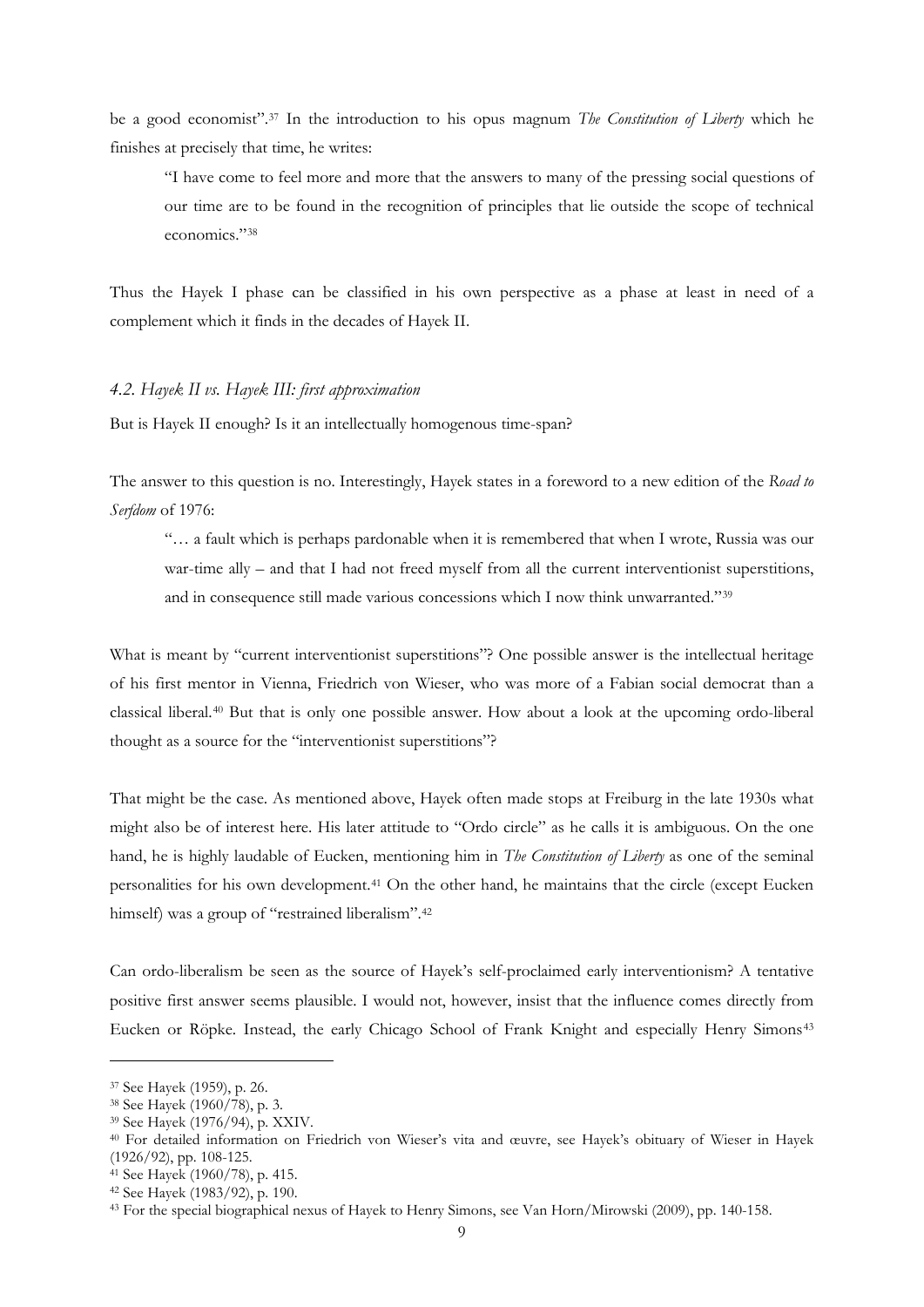be a good economist".[37] In the introduction to his opus magnum *The Constitution of Liberty* which he finishes at precisely that time, he writes:

> "I have come to feel more and more that the answers to many of the pressing social questions of our time are to be found in the recognition of principles that lie outside the scope of technical economics."[38]

Thus the Hayek I phase can be classified in his own perspective as a phase at least in need of a complement which it finds in the decades of Hayek II.

### *4.2. Hayek II vs. Hayek III: first approximation*

But is Hayek II enough? Is it an intellectually homogenous time-span?

The answer to this question is no. Interestingly, Hayek states in a foreword to a new edition of the *Road to Serfdom* of 1976:

> "… a fault which is perhaps pardonable when it is remembered that when I wrote, Russia was our war-time ally – and that I had not freed myself from all the current interventionist superstitions, and in consequence still made various concessions which I now think unwarranted."[39]

What is meant by "current interventionist superstitions"? One possible answer is the intellectual heritage of his first mentor in Vienna, Friedrich von Wieser, who was more of a Fabian social democrat than a classical liberal.[40] But that is only one possible answer. How about a look at the upcoming ordo-liberal thought as a source for the "interventionist superstitions"?

That might be the case. As mentioned above, Hayek often made stops at Freiburg in the late 1930s what might also be of interest here. His later attitude to "Ordo circle" as he calls it is ambiguous. On the one hand, he is highly laudable of Eucken, mentioning him in *The Constitution of Liberty* as one of the seminal personalities for his own development.[41] On the other hand, he maintains that the circle (except Eucken himself) was a group of "restrained liberalism".[42]

Can ordo-liberalism be seen as the source of Hayek's self-proclaimed early interventionism? A tentative positive first answer seems plausible. I would not, however, insist that the influence comes directly from Eucken or Röpke. Instead, the early Chicago School of Frank Knight and especially Henry Simons[43]

---

[37] See Hayek (1959), p. 26.

[38] See Hayek (1960/78), p. 3.

[39] See Hayek (1976/94), p. XXIV.

[40] For detailed information on Friedrich von Wieser's vita and œuvre, see Hayek's obituary of Wieser in Hayek (1926/92), pp. 108-125.

[41] See Hayek (1960/78), p. 415.

[42] See Hayek (1983/92), p. 190.

[43] For the special biographical nexus of Hayek to Henry Simons, see Van Horn/Mirowski (2009), pp. 140-158.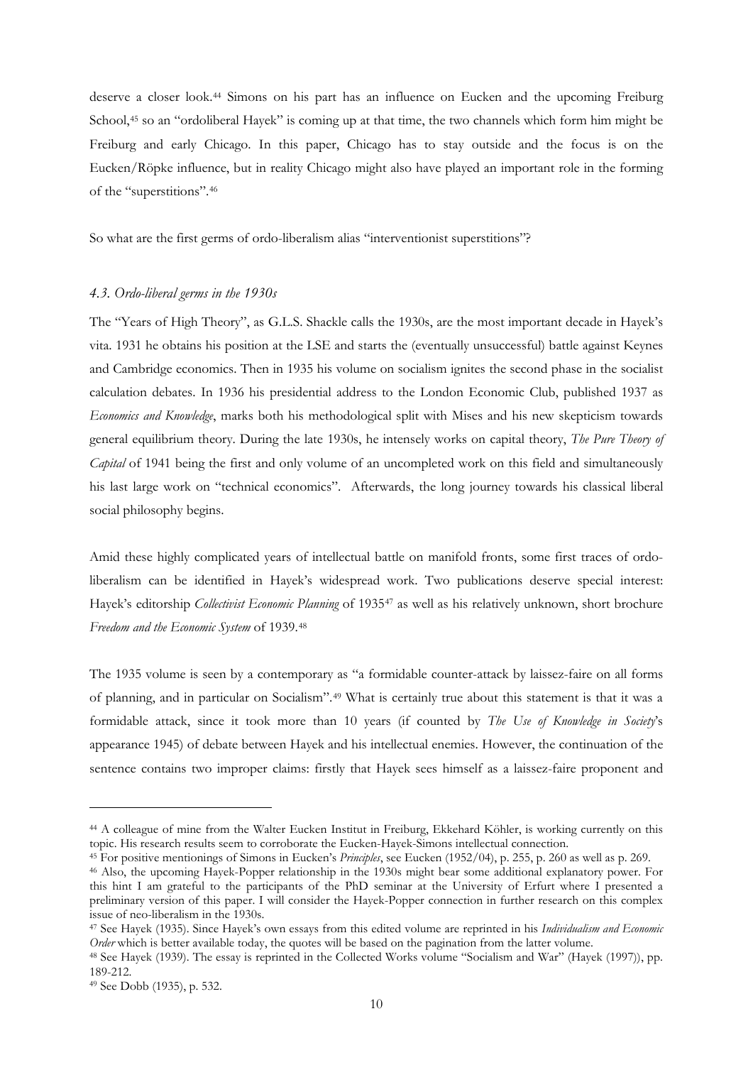deserve a closer look.[44] Simons on his part has an influence on Eucken and the upcoming Freiburg School,[45] so an "ordoliberal Hayek" is coming up at that time, the two channels which form him might be Freiburg and early Chicago. In this paper, Chicago has to stay outside and the focus is on the Eucken/Röpke influence, but in reality Chicago might also have played an important role in the forming of the "superstitions".[46]

So what are the first germs of ordo-liberalism alias "interventionist superstitions"?

### *4.3. Ordo-liberal germs in the 1930s*

The "Years of High Theory", as G.L.S. Shackle calls the 1930s, are the most important decade in Hayek's vita. 1931 he obtains his position at the LSE and starts the (eventually unsuccessful) battle against Keynes and Cambridge economics. Then in 1935 his volume on socialism ignites the second phase in the socialist calculation debates. In 1936 his presidential address to the London Economic Club, published 1937 as *Economics and Knowledge*, marks both his methodological split with Mises and his new skepticism towards general equilibrium theory. During the late 1930s, he intensely works on capital theory, *The Pure Theory of Capital* of 1941 being the first and only volume of an uncompleted work on this field and simultaneously his last large work on "technical economics". Afterwards, the long journey towards his classical liberal social philosophy begins.

Amid these highly complicated years of intellectual battle on manifold fronts, some first traces of ordo-liberalism can be identified in Hayek's widespread work. Two publications deserve special interest: Hayek's editorship *Collectivist Economic Planning* of 1935[47] as well as his relatively unknown, short brochure *Freedom and the Economic System* of 1939.[48]

The 1935 volume is seen by a contemporary as "a formidable counter-attack by laissez-faire on all forms of planning, and in particular on Socialism".[49] What is certainly true about this statement is that it was a formidable attack, since it took more than 10 years (if counted by *The Use of Knowledge in Society*'s appearance 1945) of debate between Hayek and his intellectual enemies. However, the continuation of the sentence contains two improper claims: firstly that Hayek sees himself as a laissez-faire proponent and

---

[44] A colleague of mine from the Walter Eucken Institut in Freiburg, Ekkehard Köhler, is working currently on this topic. His research results seem to corroborate the Eucken-Hayek-Simons intellectual connection.

[45] For positive mentionings of Simons in Eucken's *Principles*, see Eucken (1952/04), p. 255, p. 260 as well as p. 269.

[46] Also, the upcoming Hayek-Popper relationship in the 1930s might bear some additional explanatory power. For this hint I am grateful to the participants of the PhD seminar at the University of Erfurt where I presented a preliminary version of this paper. I will consider the Hayek-Popper connection in further research on this complex issue of neo-liberalism in the 1930s.

[47] See Hayek (1935). Since Hayek's own essays from this edited volume are reprinted in his *Individualism and Economic Order* which is better available today, the quotes will be based on the pagination from the latter volume.

[48] See Hayek (1939). The essay is reprinted in the Collected Works volume "Socialism and War" (Hayek (1997)), pp. 189-212.

[49] See Dobb (1935), p. 532.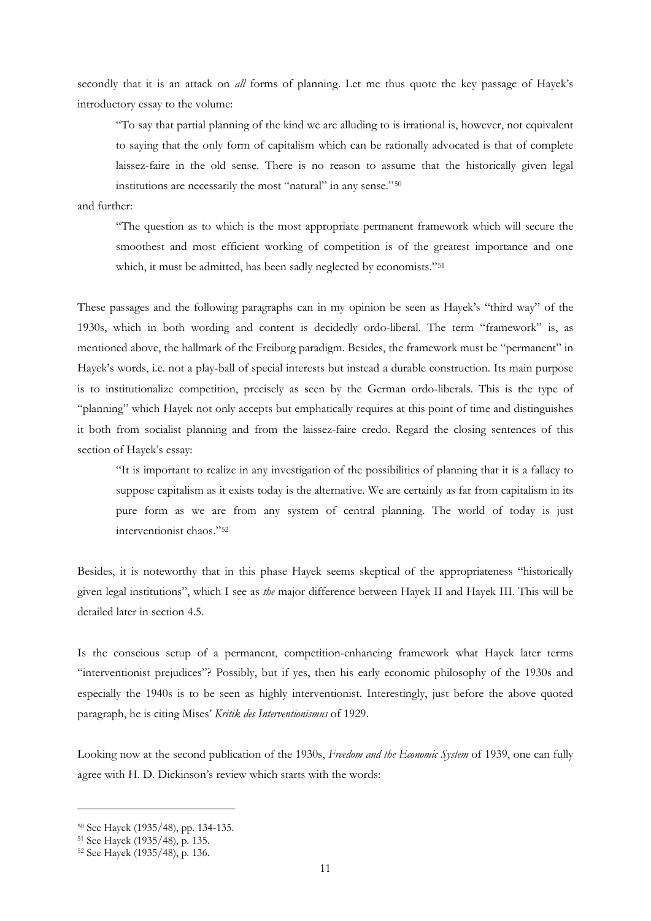secondly that it is an attack on *all* forms of planning. Let me thus quote the key passage of Hayek's introductory essay to the volume:

> "To say that partial planning of the kind we are alluding to is irrational is, however, not equivalent to saying that the only form of capitalism which can be rationally advocated is that of complete laissez-faire in the old sense. There is no reason to assume that the historically given legal institutions are necessarily the most "natural" in any sense."[50]

and further:

> "The question as to which is the most appropriate permanent framework which will secure the smoothest and most efficient working of competition is of the greatest importance and one which, it must be admitted, has been sadly neglected by economists."[51]

These passages and the following paragraphs can in my opinion be seen as Hayek's "third way" of the 1930s, which in both wording and content is decidedly ordo-liberal. The term "framework" is, as mentioned above, the hallmark of the Freiburg paradigm. Besides, the framework must be "permanent" in Hayek's words, i.e. not a play-ball of special interests but instead a durable construction. Its main purpose is to institutionalize competition, precisely as seen by the German ordo-liberals. This is the type of "planning" which Hayek not only accepts but emphatically requires at this point of time and distinguishes it both from socialist planning and from the laissez-faire credo. Regard the closing sentences of this section of Hayek's essay:

> "It is important to realize in any investigation of the possibilities of planning that it is a fallacy to suppose capitalism as it exists today is the alternative. We are certainly as far from capitalism in its pure form as we are from any system of central planning. The world of today is just interventionist chaos."[52]

Besides, it is noteworthy that in this phase Hayek seems skeptical of the appropriateness "historically given legal institutions", which I see as *the* major difference between Hayek II and Hayek III. This will be detailed later in section 4.5.

Is the conscious setup of a permanent, competition-enhancing framework what Hayek later terms "interventionist prejudices"? Possibly, but if yes, then his early economic philosophy of the 1930s and especially the 1940s is to be seen as highly interventionist. Interestingly, just before the above quoted paragraph, he is citing Mises' *Kritik des Interventionismus* of 1929.

Looking now at the second publication of the 1930s, *Freedom and the Economic System* of 1939, one can fully agree with H. D. Dickinson's review which starts with the words:

---

[50] See Hayek (1935/48), pp. 134-135.

[51] See Hayek (1935/48), p. 135.

[52] See Hayek (1935/48), p. 136.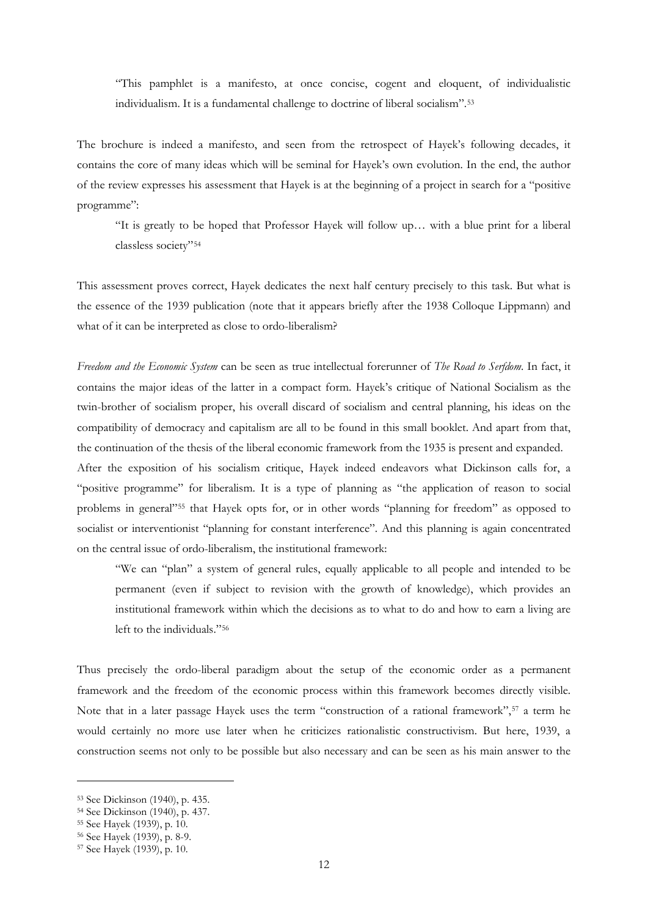> "This pamphlet is a manifesto, at once concise, cogent and eloquent, of individualistic individualism. It is a fundamental challenge to doctrine of liberal socialism".[53]

The brochure is indeed a manifesto, and seen from the retrospect of Hayek's following decades, it contains the core of many ideas which will be seminal for Hayek's own evolution. In the end, the author of the review expresses his assessment that Hayek is at the beginning of a project in search for a "positive programme":

> "It is greatly to be hoped that Professor Hayek will follow up… with a blue print for a liberal classless society"[54]

This assessment proves correct, Hayek dedicates the next half century precisely to this task. But what is the essence of the 1939 publication (note that it appears briefly after the 1938 Colloque Lippmann) and what of it can be interpreted as close to ordo-liberalism?

*Freedom and the Economic System* can be seen as true intellectual forerunner of *The Road to Serfdom*. In fact, it contains the major ideas of the latter in a compact form. Hayek's critique of National Socialism as the twin-brother of socialism proper, his overall discard of socialism and central planning, his ideas on the compatibility of democracy and capitalism are all to be found in this small booklet. And apart from that, the continuation of the thesis of the liberal economic framework from the 1935 is present and expanded.
After the exposition of his socialism critique, Hayek indeed endeavors what Dickinson calls for, a "positive programme" for liberalism. It is a type of planning as "the application of reason to social problems in general"[55] that Hayek opts for, or in other words "planning for freedom" as opposed to socialist or interventionist "planning for constant interference". And this planning is again concentrated on the central issue of ordo-liberalism, the institutional framework:

> "We can "plan" a system of general rules, equally applicable to all people and intended to be permanent (even if subject to revision with the growth of knowledge), which provides an institutional framework within which the decisions as to what to do and how to earn a living are left to the individuals."[56]

Thus precisely the ordo-liberal paradigm about the setup of the economic order as a permanent framework and the freedom of the economic process within this framework becomes directly visible. Note that in a later passage Hayek uses the term "construction of a rational framework",[57] a term he would certainly no more use later when he criticizes rationalistic constructivism. But here, 1939, a construction seems not only to be possible but also necessary and can be seen as his main answer to the

---

[53] See Dickinson (1940), p. 435.
[54] See Dickinson (1940), p. 437.
[55] See Hayek (1939), p. 10.
[56] See Hayek (1939), p. 8-9.
[57] See Hayek (1939), p. 10.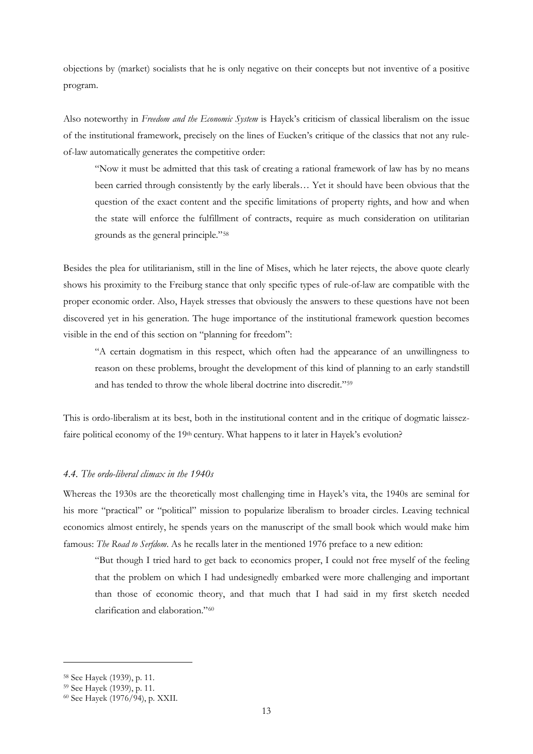objections by (market) socialists that he is only negative on their concepts but not inventive of a positive program.

Also noteworthy in *Freedom and the Economic System* is Hayek's criticism of classical liberalism on the issue of the institutional framework, precisely on the lines of Eucken's critique of the classics that not any rule-of-law automatically generates the competitive order:

> "Now it must be admitted that this task of creating a rational framework of law has by no means been carried through consistently by the early liberals… Yet it should have been obvious that the question of the exact content and the specific limitations of property rights, and how and when the state will enforce the fulfillment of contracts, require as much consideration on utilitarian grounds as the general principle."[58]

Besides the plea for utilitarianism, still in the line of Mises, which he later rejects, the above quote clearly shows his proximity to the Freiburg stance that only specific types of rule-of-law are compatible with the proper economic order. Also, Hayek stresses that obviously the answers to these questions have not been discovered yet in his generation. The huge importance of the institutional framework question becomes visible in the end of this section on "planning for freedom":

> "A certain dogmatism in this respect, which often had the appearance of an unwillingness to reason on these problems, brought the development of this kind of planning to an early standstill and has tended to throw the whole liberal doctrine into discredit."[59]

This is ordo-liberalism at its best, both in the institutional content and in the critique of dogmatic laissez-faire political economy of the 19th century. What happens to it later in Hayek's evolution?

### *4.4. The ordo-liberal climax in the 1940s*

Whereas the 1930s are the theoretically most challenging time in Hayek's vita, the 1940s are seminal for his more "practical" or "political" mission to popularize liberalism to broader circles. Leaving technical economics almost entirely, he spends years on the manuscript of the small book which would make him famous: *The Road to Serfdom*. As he recalls later in the mentioned 1976 preface to a new edition:

> "But though I tried hard to get back to economics proper, I could not free myself of the feeling that the problem on which I had undesignedly embarked were more challenging and important than those of economic theory, and that much that I had said in my first sketch needed clarification and elaboration."[60]

---

[58] See Hayek (1939), p. 11.

[59] See Hayek (1939), p. 11.

[60] See Hayek (1976/94), p. XXII.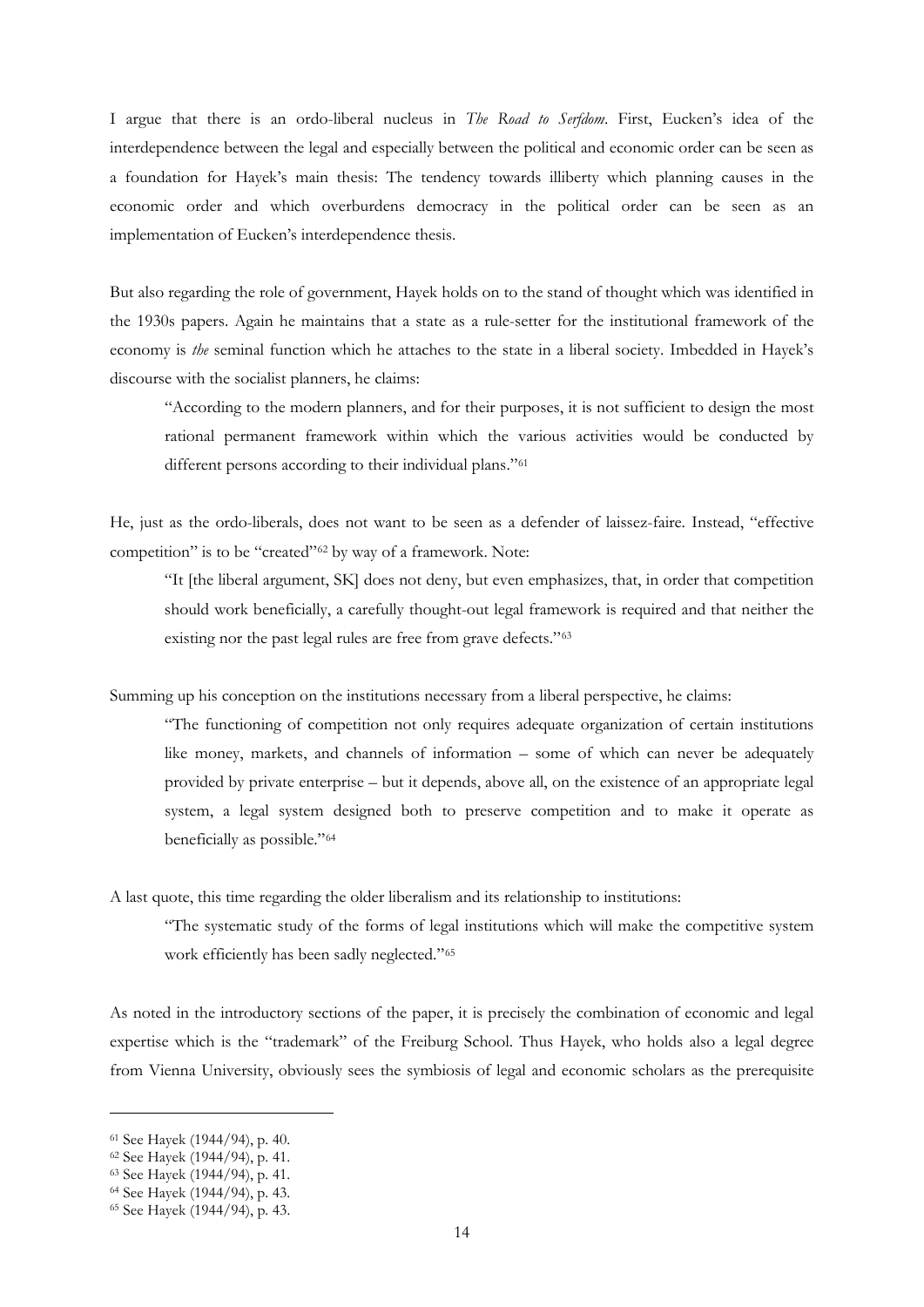I argue that there is an ordo-liberal nucleus in *The Road to Serfdom*. First, Eucken's idea of the interdependence between the legal and especially between the political and economic order can be seen as a foundation for Hayek's main thesis: The tendency towards illiberty which planning causes in the economic order and which overburdens democracy in the political order can be seen as an implementation of Eucken's interdependence thesis.

But also regarding the role of government, Hayek holds on to the stand of thought which was identified in the 1930s papers. Again he maintains that a state as a rule-setter for the institutional framework of the economy is *the* seminal function which he attaches to the state in a liberal society. Imbedded in Hayek's discourse with the socialist planners, he claims:

> "According to the modern planners, and for their purposes, it is not sufficient to design the most rational permanent framework within which the various activities would be conducted by different persons according to their individual plans."[61]

He, just as the ordo-liberals, does not want to be seen as a defender of laissez-faire. Instead, "effective competition" is to be "created"[62] by way of a framework. Note:

> "It [the liberal argument, SK] does not deny, but even emphasizes, that, in order that competition should work beneficially, a carefully thought-out legal framework is required and that neither the existing nor the past legal rules are free from grave defects."[63]

Summing up his conception on the institutions necessary from a liberal perspective, he claims:

> "The functioning of competition not only requires adequate organization of certain institutions like money, markets, and channels of information – some of which can never be adequately provided by private enterprise – but it depends, above all, on the existence of an appropriate legal system, a legal system designed both to preserve competition and to make it operate as beneficially as possible."[64]

A last quote, this time regarding the older liberalism and its relationship to institutions:

> "The systematic study of the forms of legal institutions which will make the competitive system work efficiently has been sadly neglected."[65]

As noted in the introductory sections of the paper, it is precisely the combination of economic and legal expertise which is the "trademark" of the Freiburg School. Thus Hayek, who holds also a legal degree from Vienna University, obviously sees the symbiosis of legal and economic scholars as the prerequisite

---

[61] See Hayek (1944/94), p. 40.

[62] See Hayek (1944/94), p. 41.

[63] See Hayek (1944/94), p. 41.

[64] See Hayek (1944/94), p. 43.

[65] See Hayek (1944/94), p. 43.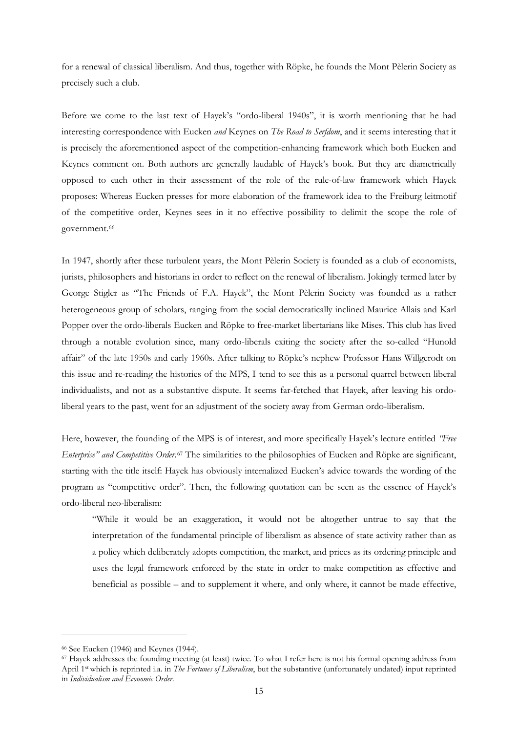for a renewal of classical liberalism. And thus, together with Röpke, he founds the Mont Pèlerin Society as precisely such a club.

Before we come to the last text of Hayek's "ordo-liberal 1940s", it is worth mentioning that he had interesting correspondence with Eucken *and* Keynes on *The Road to Serfdom*, and it seems interesting that it is precisely the aforementioned aspect of the competition-enhancing framework which both Eucken and Keynes comment on. Both authors are generally laudable of Hayek's book. But they are diametrically opposed to each other in their assessment of the role of the rule-of-law framework which Hayek proposes: Whereas Eucken presses for more elaboration of the framework idea to the Freiburg leitmotif of the competitive order, Keynes sees in it no effective possibility to delimit the scope the role of government.[66]

In 1947, shortly after these turbulent years, the Mont Pèlerin Society is founded as a club of economists, jurists, philosophers and historians in order to reflect on the renewal of liberalism. Jokingly termed later by George Stigler as "The Friends of F.A. Hayek", the Mont Pèlerin Society was founded as a rather heterogeneous group of scholars, ranging from the social democratically inclined Maurice Allais and Karl Popper over the ordo-liberals Eucken and Röpke to free-market libertarians like Mises. This club has lived through a notable evolution since, many ordo-liberals exiting the society after the so-called "Hunold affair" of the late 1950s and early 1960s. After talking to Röpke's nephew Professor Hans Willgerodt on this issue and re-reading the histories of the MPS, I tend to see this as a personal quarrel between liberal individualists, and not as a substantive dispute. It seems far-fetched that Hayek, after leaving his ordo-liberal years to the past, went for an adjustment of the society away from German ordo-liberalism.

Here, however, the founding of the MPS is of interest, and more specifically Hayek's lecture entitled *"Free Enterprise" and Competitive Order*.[67] The similarities to the philosophies of Eucken and Röpke are significant, starting with the title itself: Hayek has obviously internalized Eucken's advice towards the wording of the program as "competitive order". Then, the following quotation can be seen as the essence of Hayek's ordo-liberal neo-liberalism:

> "While it would be an exaggeration, it would not be altogether untrue to say that the interpretation of the fundamental principle of liberalism as absence of state activity rather than as a policy which deliberately adopts competition, the market, and prices as its ordering principle and uses the legal framework enforced by the state in order to make competition as effective and beneficial as possible – and to supplement it where, and only where, it cannot be made effective,

---

[66] See Eucken (1946) and Keynes (1944).

[67] Hayek addresses the founding meeting (at least) twice. To what I refer here is not his formal opening address from April 1st which is reprinted i.a. in *The Fortunes of Liberalism*, but the substantive (unfortunately undated) input reprinted in *Individualism and Economic Order*.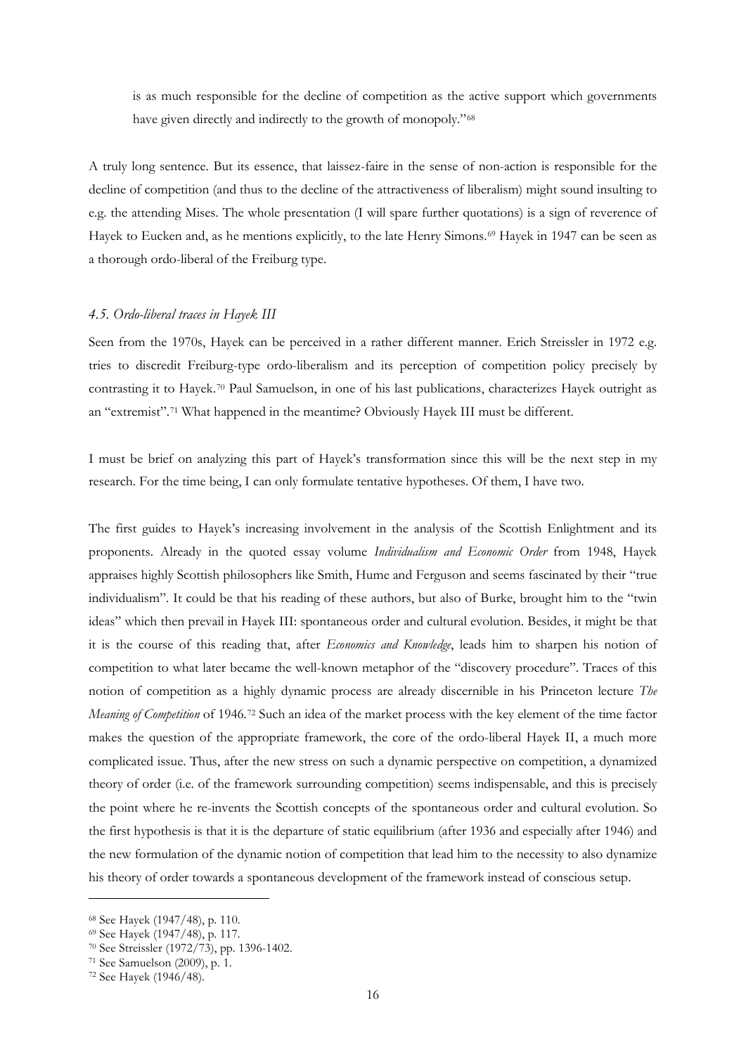is as much responsible for the decline of competition as the active support which governments have given directly and indirectly to the growth of monopoly."[68]

A truly long sentence. But its essence, that laissez-faire in the sense of non-action is responsible for the decline of competition (and thus to the decline of the attractiveness of liberalism) might sound insulting to e.g. the attending Mises. The whole presentation (I will spare further quotations) is a sign of reverence of Hayek to Eucken and, as he mentions explicitly, to the late Henry Simons.[69] Hayek in 1947 can be seen as a thorough ordo-liberal of the Freiburg type.

### *4.5. Ordo-liberal traces in Hayek III*

Seen from the 1970s, Hayek can be perceived in a rather different manner. Erich Streissler in 1972 e.g. tries to discredit Freiburg-type ordo-liberalism and its perception of competition policy precisely by contrasting it to Hayek.[70] Paul Samuelson, in one of his last publications, characterizes Hayek outright as an "extremist".[71] What happened in the meantime? Obviously Hayek III must be different.

I must be brief on analyzing this part of Hayek's transformation since this will be the next step in my research. For the time being, I can only formulate tentative hypotheses. Of them, I have two.

The first guides to Hayek's increasing involvement in the analysis of the Scottish Enlightment and its proponents. Already in the quoted essay volume *Individualism and Economic Order* from 1948, Hayek appraises highly Scottish philosophers like Smith, Hume and Ferguson and seems fascinated by their "true individualism". It could be that his reading of these authors, but also of Burke, brought him to the "twin ideas" which then prevail in Hayek III: spontaneous order and cultural evolution. Besides, it might be that it is the course of this reading that, after *Economics and Knowledge*, leads him to sharpen his notion of competition to what later became the well-known metaphor of the "discovery procedure". Traces of this notion of competition as a highly dynamic process are already discernible in his Princeton lecture *The Meaning of Competition* of 1946.[72] Such an idea of the market process with the key element of the time factor makes the question of the appropriate framework, the core of the ordo-liberal Hayek II, a much more complicated issue. Thus, after the new stress on such a dynamic perspective on competition, a dynamized theory of order (i.e. of the framework surrounding competition) seems indispensable, and this is precisely the point where he re-invents the Scottish concepts of the spontaneous order and cultural evolution. So the first hypothesis is that it is the departure of static equilibrium (after 1936 and especially after 1946) and the new formulation of the dynamic notion of competition that lead him to the necessity to also dynamize his theory of order towards a spontaneous development of the framework instead of conscious setup.

---

[68] See Hayek (1947/48), p. 110.

[69] See Hayek (1947/48), p. 117.

[70] See Streissler (1972/73), pp. 1396-1402.

[71] See Samuelson (2009), p. 1.

[72] See Hayek (1946/48).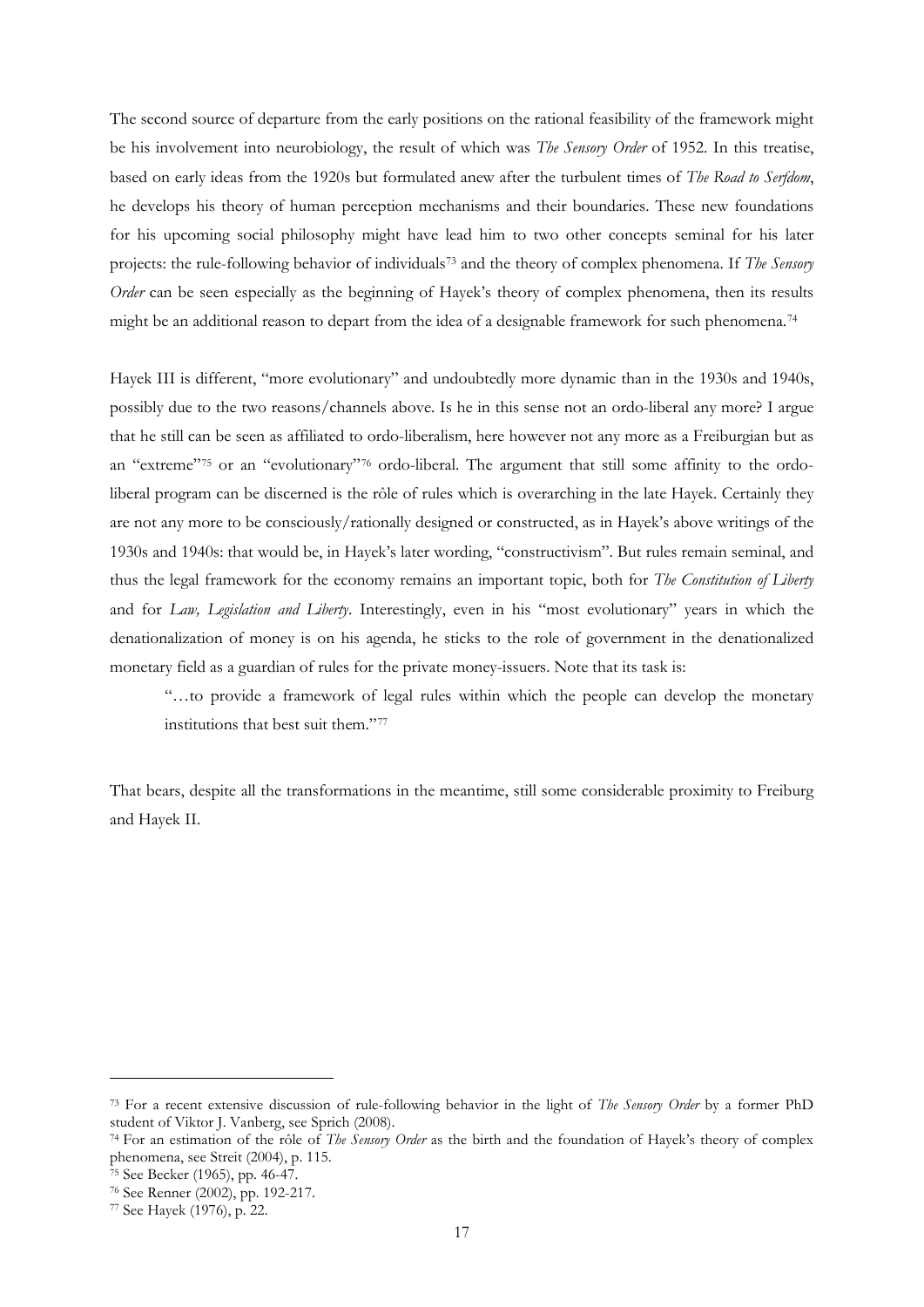The second source of departure from the early positions on the rational feasibility of the framework might be his involvement into neurobiology, the result of which was *The Sensory Order* of 1952. In this treatise, based on early ideas from the 1920s but formulated anew after the turbulent times of *The Road to Serfdom*, he develops his theory of human perception mechanisms and their boundaries. These new foundations for his upcoming social philosophy might have lead him to two other concepts seminal for his later projects: the rule-following behavior of individuals[73] and the theory of complex phenomena. If *The Sensory Order* can be seen especially as the beginning of Hayek's theory of complex phenomena, then its results might be an additional reason to depart from the idea of a designable framework for such phenomena.[74]

Hayek III is different, "more evolutionary" and undoubtedly more dynamic than in the 1930s and 1940s, possibly due to the two reasons/channels above. Is he in this sense not an ordo-liberal any more? I argue that he still can be seen as affiliated to ordo-liberalism, here however not any more as a Freiburgian but as an "extreme"[75] or an "evolutionary"[76] ordo-liberal. The argument that still some affinity to the ordo-liberal program can be discerned is the rôle of rules which is overarching in the late Hayek. Certainly they are not any more to be consciously/rationally designed or constructed, as in Hayek's above writings of the 1930s and 1940s: that would be, in Hayek's later wording, "constructivism". But rules remain seminal, and thus the legal framework for the economy remains an important topic, both for *The Constitution of Liberty* and for *Law, Legislation and Liberty*. Interestingly, even in his "most evolutionary" years in which the denationalization of money is on his agenda, he sticks to the role of government in the denationalized monetary field as a guardian of rules for the private money-issuers. Note that its task is:

> "…to provide a framework of legal rules within which the people can develop the monetary institutions that best suit them."[77]

That bears, despite all the transformations in the meantime, still some considerable proximity to Freiburg and Hayek II.

---

[73] For a recent extensive discussion of rule-following behavior in the light of *The Sensory Order* by a former PhD student of Viktor J. Vanberg, see Sprich (2008).

[74] For an estimation of the rôle of *The Sensory Order* as the birth and the foundation of Hayek's theory of complex phenomena, see Streit (2004), p. 115.

[75] See Becker (1965), pp. 46-47.

[76] See Renner (2002), pp. 192-217.

[77] See Hayek (1976), p. 22.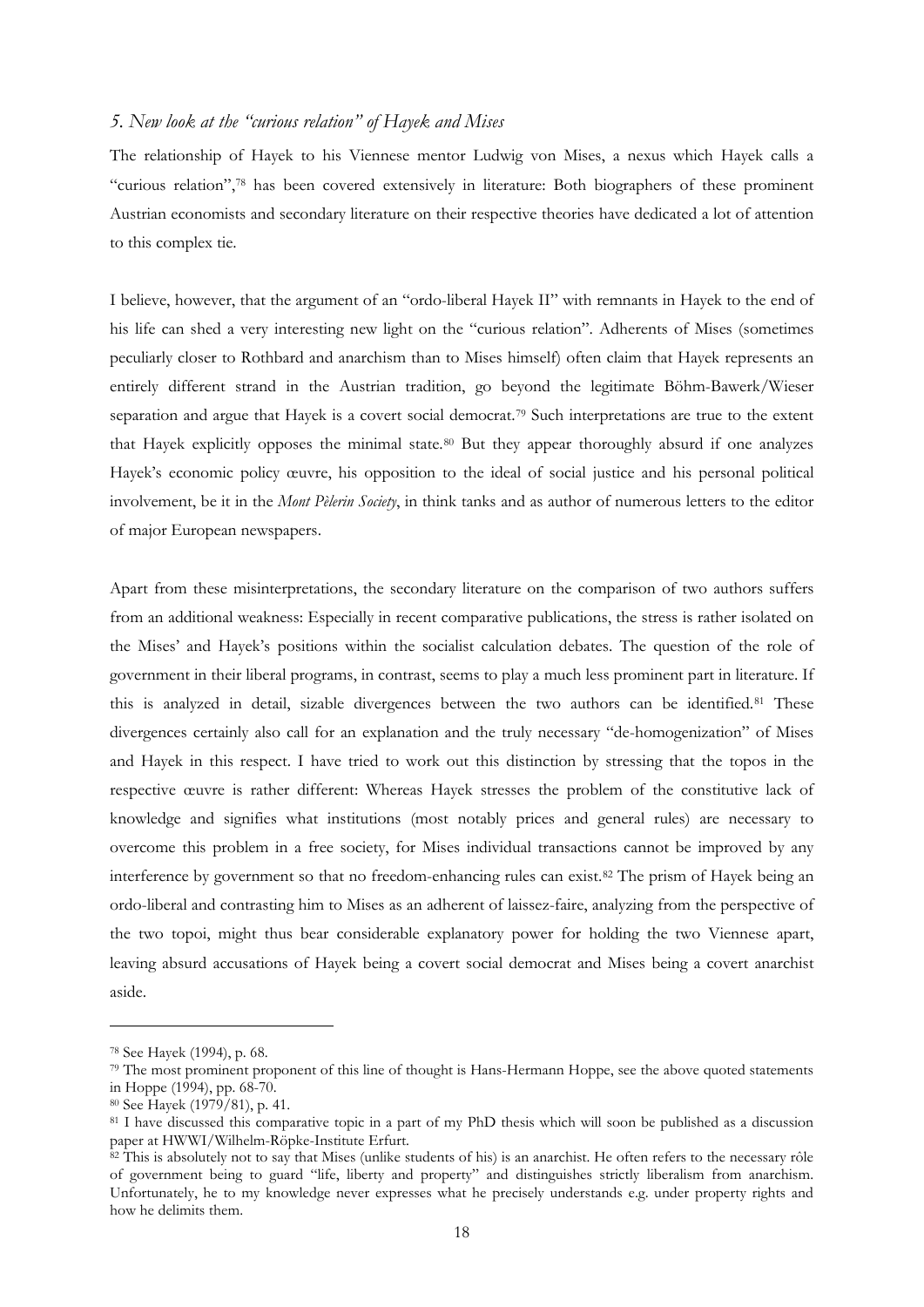### *5. New look at the "curious relation" of Hayek and Mises*

The relationship of Hayek to his Viennese mentor Ludwig von Mises, a nexus which Hayek calls a "curious relation",[78] has been covered extensively in literature: Both biographers of these prominent Austrian economists and secondary literature on their respective theories have dedicated a lot of attention to this complex tie.

I believe, however, that the argument of an "ordo-liberal Hayek II" with remnants in Hayek to the end of his life can shed a very interesting new light on the "curious relation". Adherents of Mises (sometimes peculiarly closer to Rothbard and anarchism than to Mises himself) often claim that Hayek represents an entirely different strand in the Austrian tradition, go beyond the legitimate Böhm-Bawerk/Wieser separation and argue that Hayek is a covert social democrat.[79] Such interpretations are true to the extent that Hayek explicitly opposes the minimal state.[80] But they appear thoroughly absurd if one analyzes Hayek's economic policy œuvre, his opposition to the ideal of social justice and his personal political involvement, be it in the *Mont Pèlerin Society*, in think tanks and as author of numerous letters to the editor of major European newspapers.

Apart from these misinterpretations, the secondary literature on the comparison of two authors suffers from an additional weakness: Especially in recent comparative publications, the stress is rather isolated on the Mises' and Hayek's positions within the socialist calculation debates. The question of the role of government in their liberal programs, in contrast, seems to play a much less prominent part in literature. If this is analyzed in detail, sizable divergences between the two authors can be identified.[81] These divergences certainly also call for an explanation and the truly necessary "de-homogenization" of Mises and Hayek in this respect. I have tried to work out this distinction by stressing that the topos in the respective œuvre is rather different: Whereas Hayek stresses the problem of the constitutive lack of knowledge and signifies what institutions (most notably prices and general rules) are necessary to overcome this problem in a free society, for Mises individual transactions cannot be improved by any interference by government so that no freedom-enhancing rules can exist.[82] The prism of Hayek being an ordo-liberal and contrasting him to Mises as an adherent of laissez-faire, analyzing from the perspective of the two topoi, might thus bear considerable explanatory power for holding the two Viennese apart, leaving absurd accusations of Hayek being a covert social democrat and Mises being a covert anarchist aside.

---

[78] See Hayek (1994), p. 68.

[79] The most prominent proponent of this line of thought is Hans-Hermann Hoppe, see the above quoted statements in Hoppe (1994), pp. 68-70.

[80] See Hayek (1979/81), p. 41.

[81] I have discussed this comparative topic in a part of my PhD thesis which will soon be published as a discussion paper at HWWI/Wilhelm-Röpke-Institute Erfurt.

[82] This is absolutely not to say that Mises (unlike students of his) is an anarchist. He often refers to the necessary rôle of government being to guard "life, liberty and property" and distinguishes strictly liberalism from anarchism. Unfortunately, he to my knowledge never expresses what he precisely understands e.g. under property rights and how he delimits them.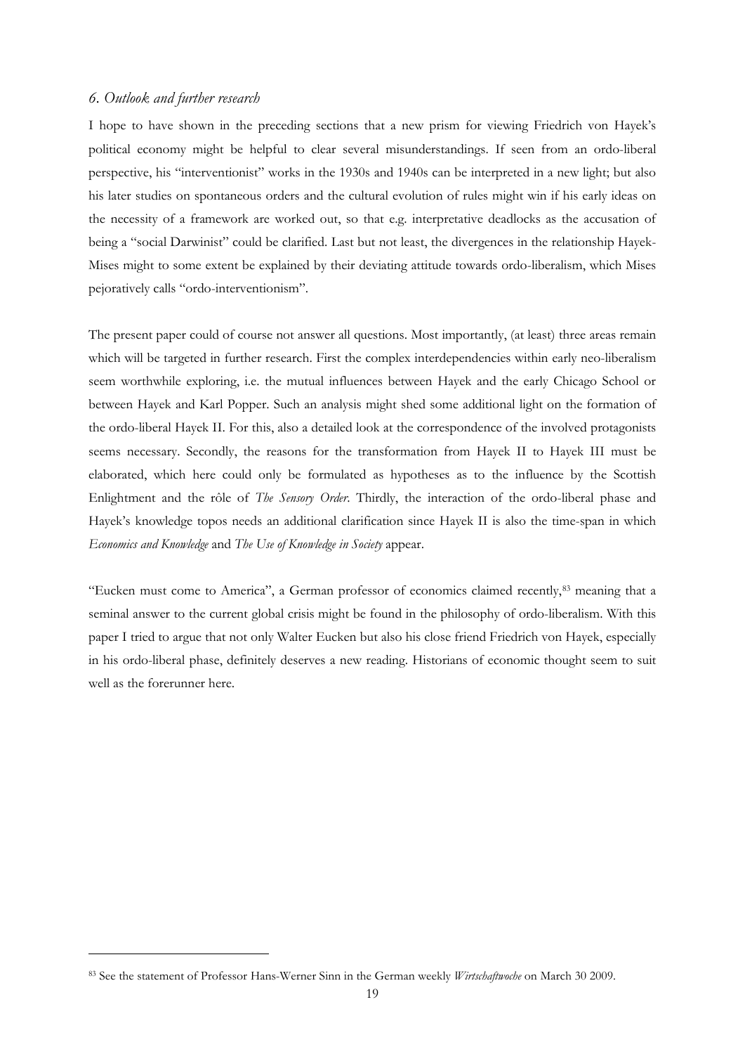## *6. Outlook and further research*

I hope to have shown in the preceding sections that a new prism for viewing Friedrich von Hayek's political economy might be helpful to clear several misunderstandings. If seen from an ordo-liberal perspective, his "interventionist" works in the 1930s and 1940s can be interpreted in a new light; but also his later studies on spontaneous orders and the cultural evolution of rules might win if his early ideas on the necessity of a framework are worked out, so that e.g. interpretative deadlocks as the accusation of being a "social Darwinist" could be clarified. Last but not least, the divergences in the relationship Hayek-Mises might to some extent be explained by their deviating attitude towards ordo-liberalism, which Mises pejoratively calls "ordo-interventionism".

The present paper could of course not answer all questions. Most importantly, (at least) three areas remain which will be targeted in further research. First the complex interdependencies within early neo-liberalism seem worthwhile exploring, i.e. the mutual influences between Hayek and the early Chicago School or between Hayek and Karl Popper. Such an analysis might shed some additional light on the formation of the ordo-liberal Hayek II. For this, also a detailed look at the correspondence of the involved protagonists seems necessary. Secondly, the reasons for the transformation from Hayek II to Hayek III must be elaborated, which here could only be formulated as hypotheses as to the influence by the Scottish Enlightment and the rôle of *The Sensory Order*. Thirdly, the interaction of the ordo-liberal phase and Hayek's knowledge topos needs an additional clarification since Hayek II is also the time-span in which *Economics and Knowledge* and *The Use of Knowledge in Society* appear.

"Eucken must come to America", a German professor of economics claimed recently,[83] meaning that a seminal answer to the current global crisis might be found in the philosophy of ordo-liberalism. With this paper I tried to argue that not only Walter Eucken but also his close friend Friedrich von Hayek, especially in his ordo-liberal phase, definitely deserves a new reading. Historians of economic thought seem to suit well as the forerunner here.

---

[83] See the statement of Professor Hans-Werner Sinn in the German weekly *Wirtschaftwoche* on March 30 2009.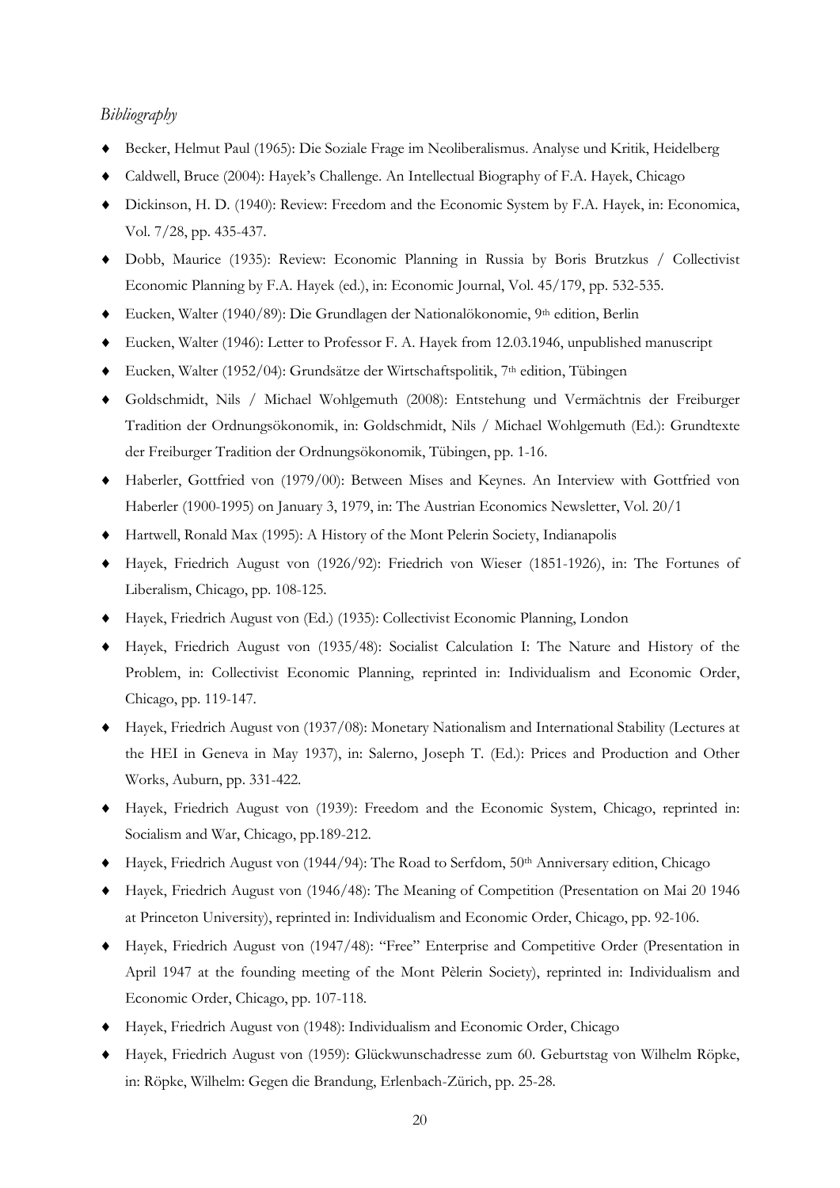*Bibliography*

- Becker, Helmut Paul (1965): Die Soziale Frage im Neoliberalismus. Analyse und Kritik, Heidelberg
- Caldwell, Bruce (2004): Hayek's Challenge. An Intellectual Biography of F.A. Hayek, Chicago
- Dickinson, H. D. (1940): Review: Freedom and the Economic System by F.A. Hayek, in: Economica, Vol. 7/28, pp. 435-437.
- Dobb, Maurice (1935): Review: Economic Planning in Russia by Boris Brutzkus / Collectivist Economic Planning by F.A. Hayek (ed.), in: Economic Journal, Vol. 45/179, pp. 532-535.
- Eucken, Walter (1940/89): Die Grundlagen der Nationalökonomie, 9th edition, Berlin
- Eucken, Walter (1946): Letter to Professor F. A. Hayek from 12.03.1946, unpublished manuscript
- Eucken, Walter (1952/04): Grundsätze der Wirtschaftspolitik, 7th edition, Tübingen
- Goldschmidt, Nils / Michael Wohlgemuth (2008): Entstehung und Vermächtnis der Freiburger Tradition der Ordnungsökonomik, in: Goldschmidt, Nils / Michael Wohlgemuth (Ed.): Grundtexte der Freiburger Tradition der Ordnungsökonomik, Tübingen, pp. 1-16.
- Haberler, Gottfried von (1979/00): Between Mises and Keynes. An Interview with Gottfried von Haberler (1900-1995) on January 3, 1979, in: The Austrian Economics Newsletter, Vol. 20/1
- Hartwell, Ronald Max (1995): A History of the Mont Pelerin Society, Indianapolis
- Hayek, Friedrich August von (1926/92): Friedrich von Wieser (1851-1926), in: The Fortunes of Liberalism, Chicago, pp. 108-125.
- Hayek, Friedrich August von (Ed.) (1935): Collectivist Economic Planning, London
- Hayek, Friedrich August von (1935/48): Socialist Calculation I: The Nature and History of the Problem, in: Collectivist Economic Planning, reprinted in: Individualism and Economic Order, Chicago, pp. 119-147.
- Hayek, Friedrich August von (1937/08): Monetary Nationalism and International Stability (Lectures at the HEI in Geneva in May 1937), in: Salerno, Joseph T. (Ed.): Prices and Production and Other Works, Auburn, pp. 331-422.
- Hayek, Friedrich August von (1939): Freedom and the Economic System, Chicago, reprinted in: Socialism and War, Chicago, pp.189-212.
- Hayek, Friedrich August von (1944/94): The Road to Serfdom, 50th Anniversary edition, Chicago
- Hayek, Friedrich August von (1946/48): The Meaning of Competition (Presentation on Mai 20 1946 at Princeton University), reprinted in: Individualism and Economic Order, Chicago, pp. 92-106.
- Hayek, Friedrich August von (1947/48): "Free" Enterprise and Competitive Order (Presentation in April 1947 at the founding meeting of the Mont Pèlerin Society), reprinted in: Individualism and Economic Order, Chicago, pp. 107-118.
- Hayek, Friedrich August von (1948): Individualism and Economic Order, Chicago
- Hayek, Friedrich August von (1959): Glückwunschadresse zum 60. Geburtstag von Wilhelm Röpke, in: Röpke, Wilhelm: Gegen die Brandung, Erlenbach-Zürich, pp. 25-28.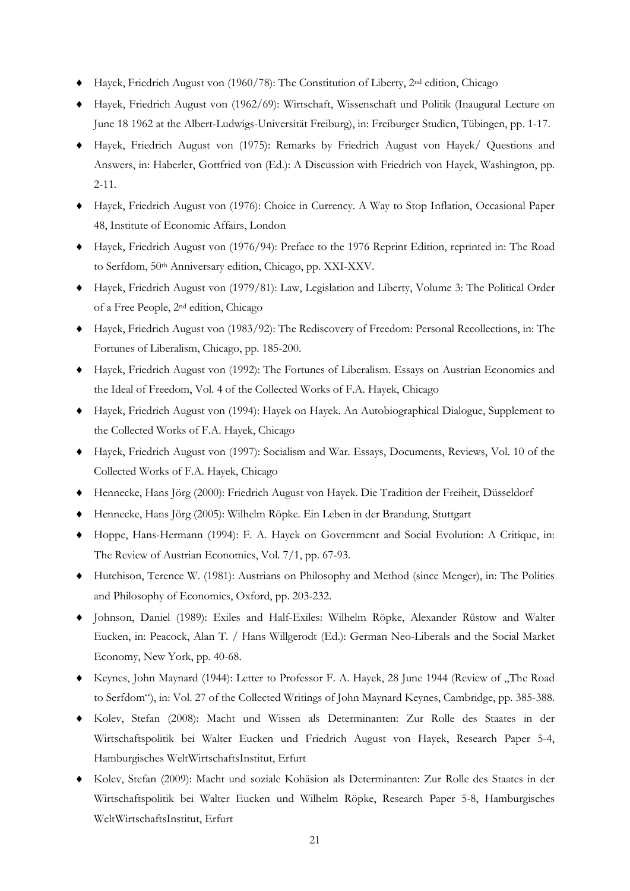- Hayek, Friedrich August von (1960/78): The Constitution of Liberty, 2nd edition, Chicago
- Hayek, Friedrich August von (1962/69): Wirtschaft, Wissenschaft und Politik (Inaugural Lecture on June 18 1962 at the Albert-Ludwigs-Universität Freiburg), in: Freiburger Studien, Tübingen, pp. 1-17.
- Hayek, Friedrich August von (1975): Remarks by Friedrich August von Hayek/ Questions and Answers, in: Haberler, Gottfried von (Ed.): A Discussion with Friedrich von Hayek, Washington, pp. 2-11.
- Hayek, Friedrich August von (1976): Choice in Currency. A Way to Stop Inflation, Occasional Paper 48, Institute of Economic Affairs, London
- Hayek, Friedrich August von (1976/94): Preface to the 1976 Reprint Edition, reprinted in: The Road to Serfdom, 50th Anniversary edition, Chicago, pp. XXI-XXV.
- Hayek, Friedrich August von (1979/81): Law, Legislation and Liberty, Volume 3: The Political Order of a Free People, 2nd edition, Chicago
- Hayek, Friedrich August von (1983/92): The Rediscovery of Freedom: Personal Recollections, in: The Fortunes of Liberalism, Chicago, pp. 185-200.
- Hayek, Friedrich August von (1992): The Fortunes of Liberalism. Essays on Austrian Economics and the Ideal of Freedom, Vol. 4 of the Collected Works of F.A. Hayek, Chicago
- Hayek, Friedrich August von (1994): Hayek on Hayek. An Autobiographical Dialogue, Supplement to the Collected Works of F.A. Hayek, Chicago
- Hayek, Friedrich August von (1997): Socialism and War. Essays, Documents, Reviews, Vol. 10 of the Collected Works of F.A. Hayek, Chicago
- Hennecke, Hans Jörg (2000): Friedrich August von Hayek. Die Tradition der Freiheit, Düsseldorf
- Hennecke, Hans Jörg (2005): Wilhelm Röpke. Ein Leben in der Brandung, Stuttgart
- Hoppe, Hans-Hermann (1994): F. A. Hayek on Government and Social Evolution: A Critique, in: The Review of Austrian Economics, Vol. 7/1, pp. 67-93.
- Hutchison, Terence W. (1981): Austrians on Philosophy and Method (since Menger), in: The Politics and Philosophy of Economics, Oxford, pp. 203-232.
- Johnson, Daniel (1989): Exiles and Half-Exiles: Wilhelm Röpke, Alexander Rüstow and Walter Eucken, in: Peacock, Alan T. / Hans Willgerodt (Ed.): German Neo-Liberals and the Social Market Economy, New York, pp. 40-68.
- Keynes, John Maynard (1944): Letter to Professor F. A. Hayek, 28 June 1944 (Review of „The Road to Serfdom"), in: Vol. 27 of the Collected Writings of John Maynard Keynes, Cambridge, pp. 385-388.
- Kolev, Stefan (2008): Macht und Wissen als Determinanten: Zur Rolle des Staates in der Wirtschaftspolitik bei Walter Eucken und Friedrich August von Hayek, Research Paper 5-4, Hamburgisches WeltWirtschaftsInstitut, Erfurt
- Kolev, Stefan (2009): Macht und soziale Kohäsion als Determinanten: Zur Rolle des Staates in der Wirtschaftspolitik bei Walter Eucken und Wilhelm Röpke, Research Paper 5-8, Hamburgisches WeltWirtschaftsInstitut, Erfurt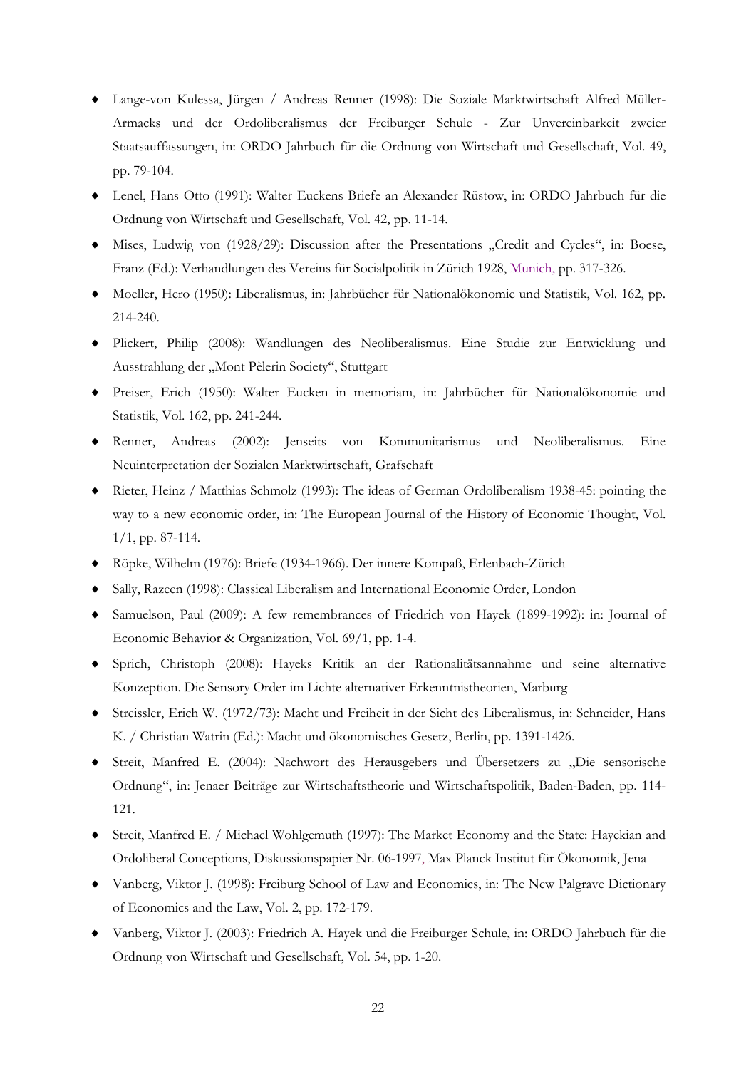- Lange-von Kulessa, Jürgen / Andreas Renner (1998): Die Soziale Marktwirtschaft Alfred Müller-Armacks und der Ordoliberalismus der Freiburger Schule - Zur Unvereinbarkeit zweier Staatsauffassungen, in: ORDO Jahrbuch für die Ordnung von Wirtschaft und Gesellschaft, Vol. 49, pp. 79-104.
- Lenel, Hans Otto (1991): Walter Euckens Briefe an Alexander Rüstow, in: ORDO Jahrbuch für die Ordnung von Wirtschaft und Gesellschaft, Vol. 42, pp. 11-14.
- Mises, Ludwig von (1928/29): Discussion after the Presentations „Credit and Cycles", in: Boese, Franz (Ed.): Verhandlungen des Vereins für Socialpolitik in Zürich 1928, Munich, pp. 317-326.
- Moeller, Hero (1950): Liberalismus, in: Jahrbücher für Nationalökonomie und Statistik, Vol. 162, pp. 214-240.
- Plickert, Philip (2008): Wandlungen des Neoliberalismus. Eine Studie zur Entwicklung und Ausstrahlung der „Mont Pèlerin Society", Stuttgart
- Preiser, Erich (1950): Walter Eucken in memoriam, in: Jahrbücher für Nationalökonomie und Statistik, Vol. 162, pp. 241-244.
- Renner, Andreas (2002): Jenseits von Kommunitarismus und Neoliberalismus. Eine Neuinterpretation der Sozialen Marktwirtschaft, Grafschaft
- Rieter, Heinz / Matthias Schmolz (1993): The ideas of German Ordoliberalism 1938-45: pointing the way to a new economic order, in: The European Journal of the History of Economic Thought, Vol. 1/1, pp. 87-114.
- Röpke, Wilhelm (1976): Briefe (1934-1966). Der innere Kompaß, Erlenbach-Zürich
- Sally, Razeen (1998): Classical Liberalism and International Economic Order, London
- Samuelson, Paul (2009): A few remembrances of Friedrich von Hayek (1899-1992): in: Journal of Economic Behavior & Organization, Vol. 69/1, pp. 1-4.
- Sprich, Christoph (2008): Hayeks Kritik an der Rationalitätsannahme und seine alternative Konzeption. Die Sensory Order im Lichte alternativer Erkenntnistheorien, Marburg
- Streissler, Erich W. (1972/73): Macht und Freiheit in der Sicht des Liberalismus, in: Schneider, Hans K. / Christian Watrin (Ed.): Macht und ökonomisches Gesetz, Berlin, pp. 1391-1426.
- Streit, Manfred E. (2004): Nachwort des Herausgebers und Übersetzers zu „Die sensorische Ordnung", in: Jenaer Beiträge zur Wirtschaftstheorie und Wirtschaftspolitik, Baden-Baden, pp. 114-121.
- Streit, Manfred E. / Michael Wohlgemuth (1997): The Market Economy and the State: Hayekian and Ordoliberal Conceptions, Diskussionspapier Nr. 06-1997, Max Planck Institut für Ökonomik, Jena
- Vanberg, Viktor J. (1998): Freiburg School of Law and Economics, in: The New Palgrave Dictionary of Economics and the Law, Vol. 2, pp. 172-179.
- Vanberg, Viktor J. (2003): Friedrich A. Hayek und die Freiburger Schule, in: ORDO Jahrbuch für die Ordnung von Wirtschaft und Gesellschaft, Vol. 54, pp. 1-20.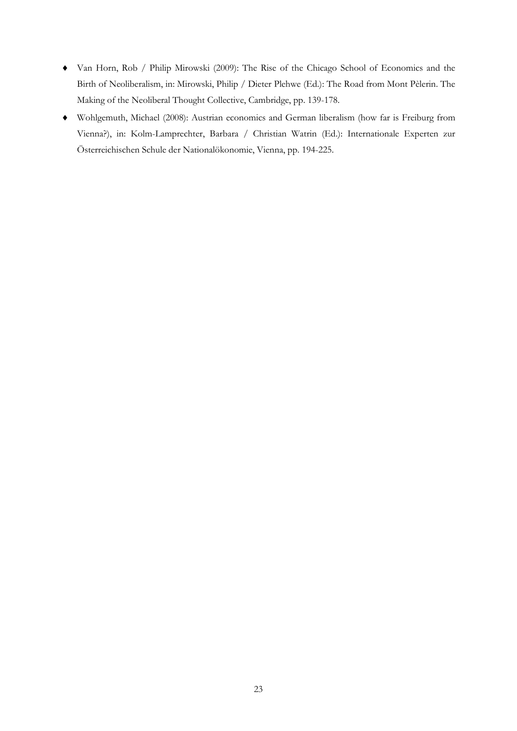- Van Horn, Rob / Philip Mirowski (2009): The Rise of the Chicago School of Economics and the Birth of Neoliberalism, in: Mirowski, Philip / Dieter Plehwe (Ed.): The Road from Mont Pèlerin. The Making of the Neoliberal Thought Collective, Cambridge, pp. 139-178.
- Wohlgemuth, Michael (2008): Austrian economics and German liberalism (how far is Freiburg from Vienna?), in: Kolm-Lamprechter, Barbara / Christian Watrin (Ed.): Internationale Experten zur Österreichischen Schule der Nationalökonomie, Vienna, pp. 194-225.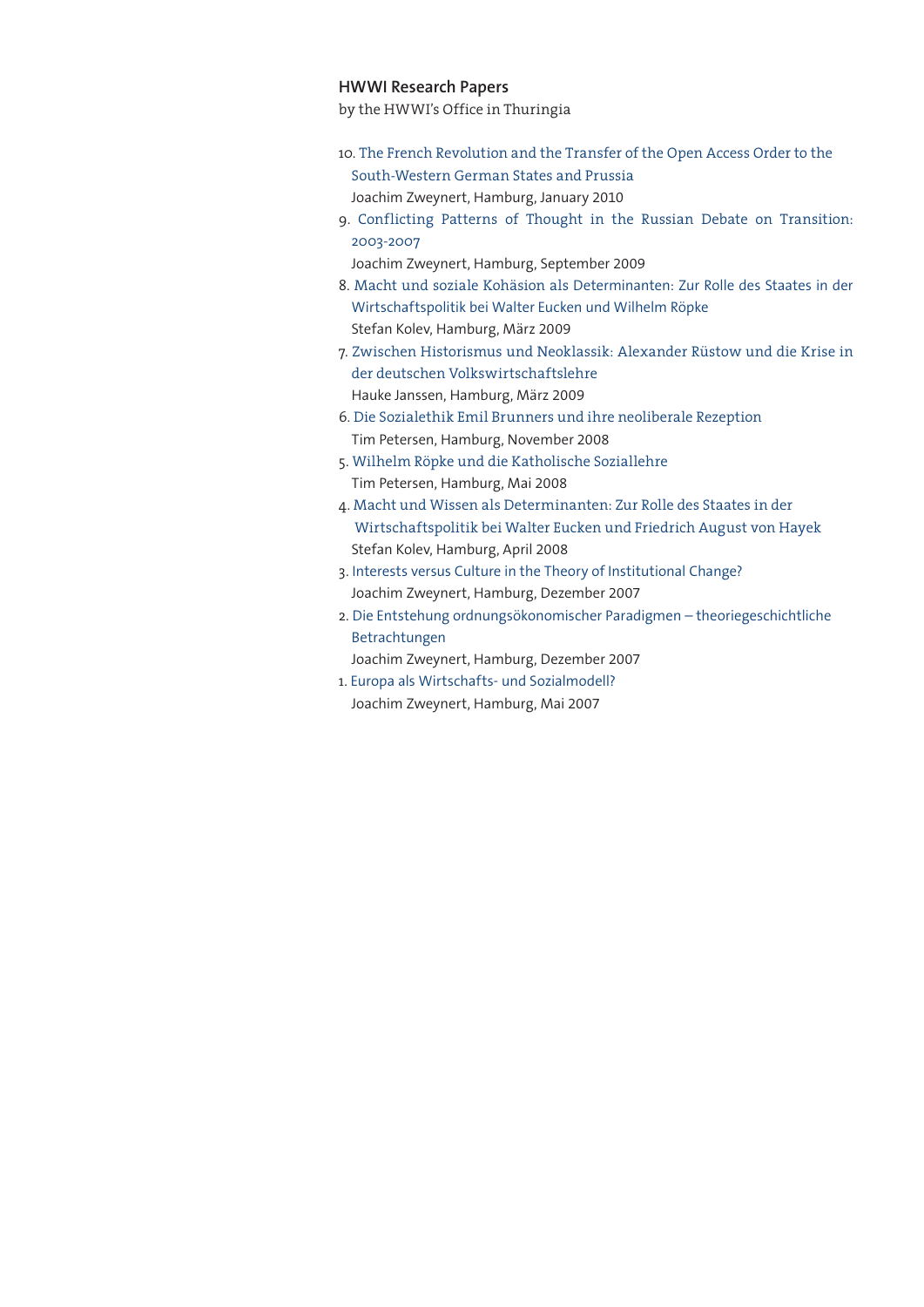**HWWI Research Papers**

by the HWWI's Office in Thuringia

10. The French Revolution and the Transfer of the Open Access Order to the South-Western German States and Prussia
    Joachim Zweynert, Hamburg, January 2010
9. Conflicting Patterns of Thought in the Russian Debate on Transition: 2003-2007
    Joachim Zweynert, Hamburg, September 2009
8. Macht und soziale Kohäsion als Determinanten: Zur Rolle des Staates in der Wirtschaftspolitik bei Walter Eucken und Wilhelm Röpke
    Stefan Kolev, Hamburg, März 2009
7. Zwischen Historismus und Neoklassik: Alexander Rüstow und die Krise in der deutschen Volkswirtschaftslehre
    Hauke Janssen, Hamburg, März 2009
6. Die Sozialethik Emil Brunners und ihre neoliberale Rezeption
    Tim Petersen, Hamburg, November 2008
5. Wilhelm Röpke und die Katholische Soziallehre
    Tim Petersen, Hamburg, Mai 2008
4. Macht und Wissen als Determinanten: Zur Rolle des Staates in der Wirtschaftspolitik bei Walter Eucken und Friedrich August von Hayek
    Stefan Kolev, Hamburg, April 2008
3. Interests versus Culture in the Theory of Institutional Change?
    Joachim Zweynert, Hamburg, Dezember 2007
2. Die Entstehung ordnungsökonomischer Paradigmen – theoriegeschichtliche Betrachtungen
    Joachim Zweynert, Hamburg, Dezember 2007
1. Europa als Wirtschafts- und Sozialmodell?
    Joachim Zweynert, Hamburg, Mai 2007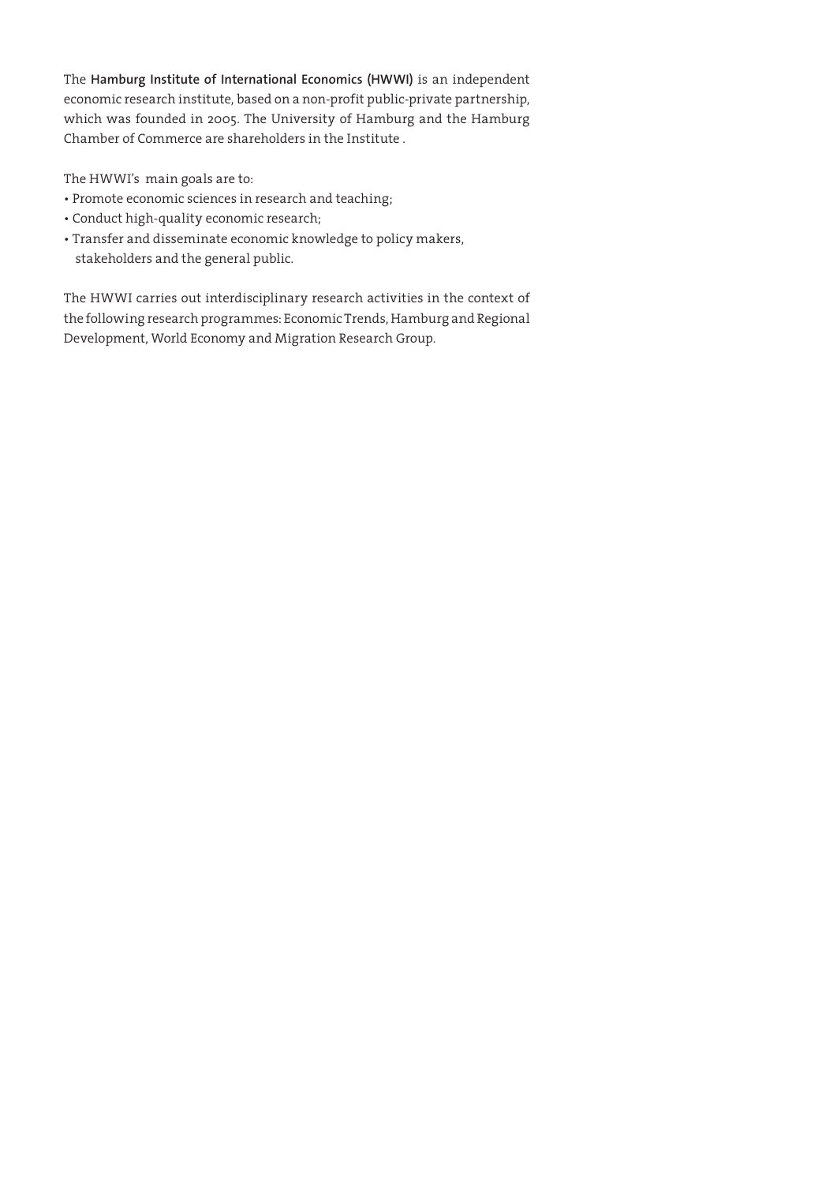The **Hamburg Institute of International Economics (HWWI)** is an independent economic research institute, based on a non-profit public-private partnership, which was founded in 2005. The University of Hamburg and the Hamburg Chamber of Commerce are shareholders in the Institute .

The HWWI's main goals are to:

- Promote economic sciences in research and teaching;
- Conduct high-quality economic research;
- Transfer and disseminate economic knowledge to policy makers, stakeholders and the general public.

The HWWI carries out interdisciplinary research activities in the context of the following research programmes: Economic Trends, Hamburg and Regional Development, World Economy and Migration Research Group.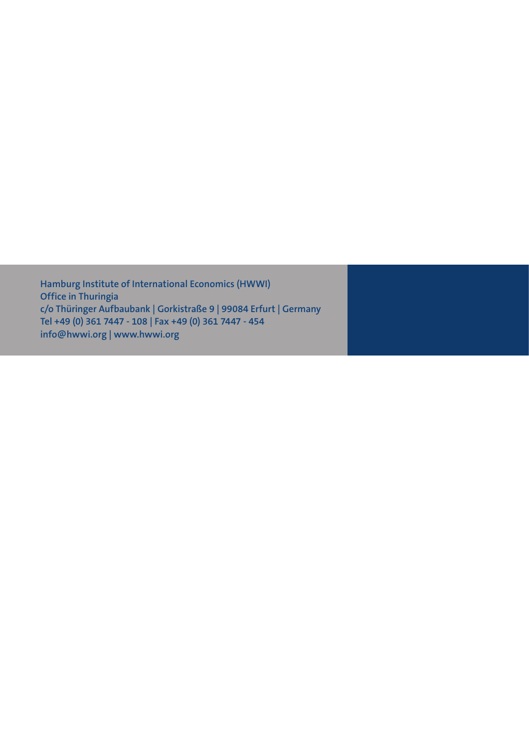**Hamburg Institute of International Economics (HWWI)**
**Office in Thuringia**
**c/o Thüringer Aufbaubank | Gorkistraße 9 | 99084 Erfurt | Germany**
**Tel +49 (0) 361 7447 - 108 | Fax +49 (0) 361 7447 - 454**
**info@hwwi.org | www.hwwi.org**